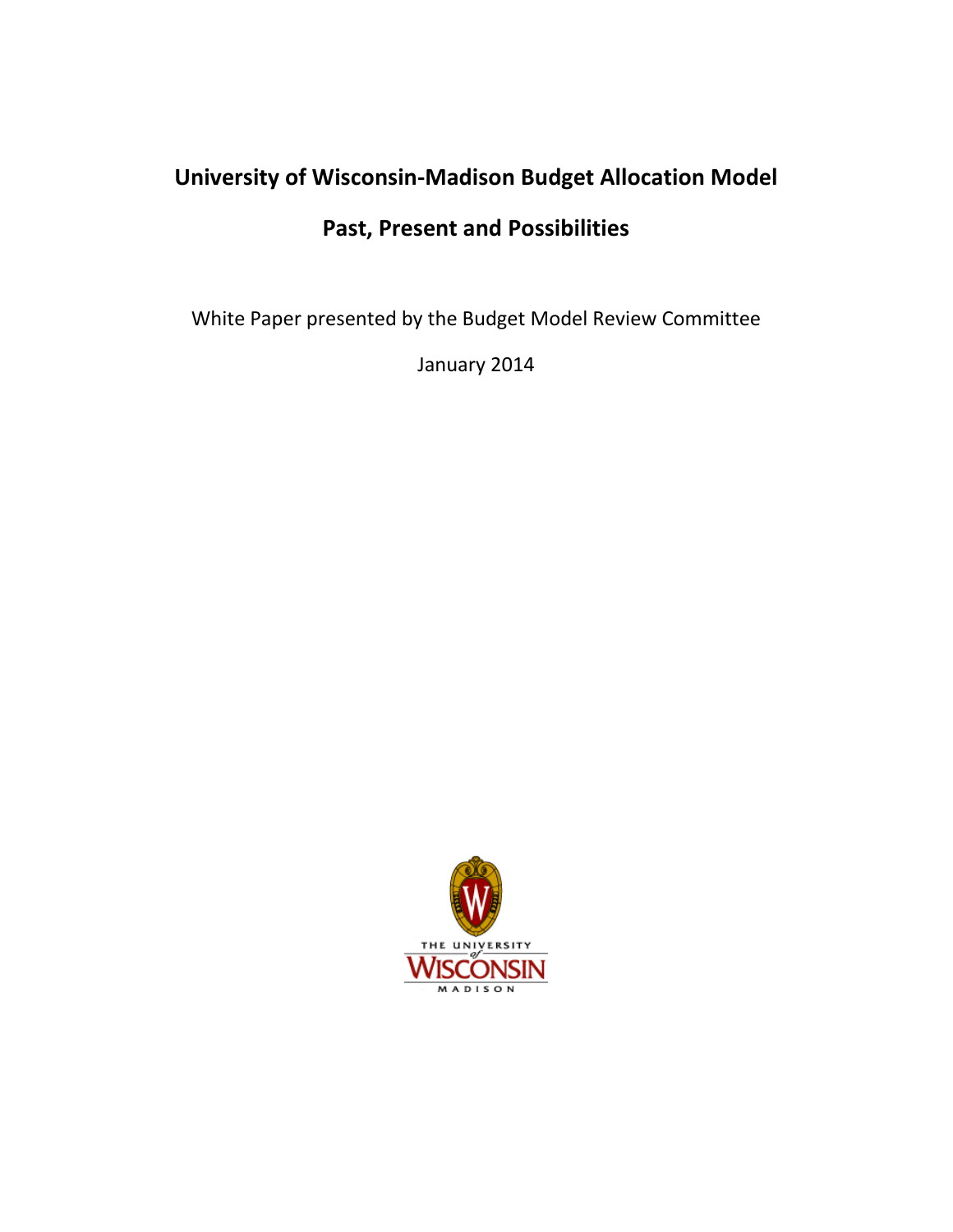# University of Wisconsin-Madison Budget Allocation Model

## Past, Present and Possibilities

White Paper presented by the Budget Model Review Committee

January 2014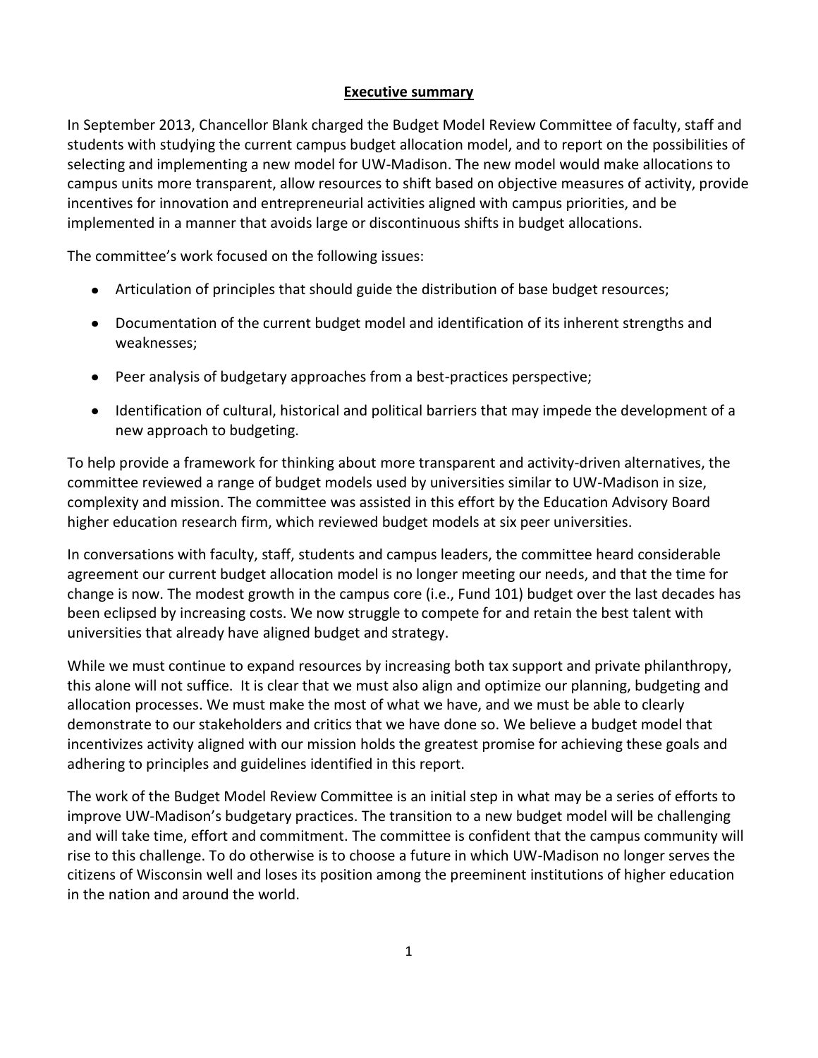## Executive summary

In September 2013, Chancellor Blank charged the Budget Model Review Committee of faculty, staff and students with studying the current campus budget allocation model, and to report on the possibilities of selecting and implementing a new model for UW-Madison. The new model would make allocations to campus units more transparent, allow resources to shift based on objective measures of activity, provide incentives for innovation and entrepreneurial activities aligned with campus priorities, and be implemented in a manner that avoids large or discontinuous shifts in budget allocations.

The committee's work focused on the following issues:

- Articulation of principles that should guide the distribution of base budget resources;
- Documentation of the current budget model and identification of its inherent strengths and weaknesses;
- Peer analysis of budgetary approaches from a best-practices perspective;
- Identification of cultural, historical and political barriers that may impede the development of a new approach to budgeting.

To help provide a framework for thinking about more transparent and activity-driven alternatives, the committee reviewed a range of budget models used by universities similar to UW-Madison in size, complexity and mission. The committee was assisted in this effort by the Education Advisory Board higher education research firm, which reviewed budget models at six peer universities.

In conversations with faculty, staff, students and campus leaders, the committee heard considerable agreement our current budget allocation model is no longer meeting our needs, and that the time for change is now. The modest growth in the campus core (i.e., Fund 101) budget over the last decades has been eclipsed by increasing costs. We now struggle to compete for and retain the best talent with universities that already have aligned budget and strategy.

While we must continue to expand resources by increasing both tax support and private philanthropy, this alone will not suffice. It is clear that we must also align and optimize our planning, budgeting and allocation processes. We must make the most of what we have, and we must be able to clearly demonstrate to our stakeholders and critics that we have done so. We believe a budget model that incentivizes activity aligned with our mission holds the greatest promise for achieving these goals and adhering to principles and guidelines identified in this report.

The work of the Budget Model Review Committee is an initial step in what may be a series of efforts to improve UW-Madison's budgetary practices. The transition to a new budget model will be challenging and will take time, effort and commitment. The committee is confident that the campus community will rise to this challenge. To do otherwise is to choose a future in which UW-Madison no longer serves the citizens of Wisconsin well and loses its position among the preeminent institutions of higher education in the nation and around the world.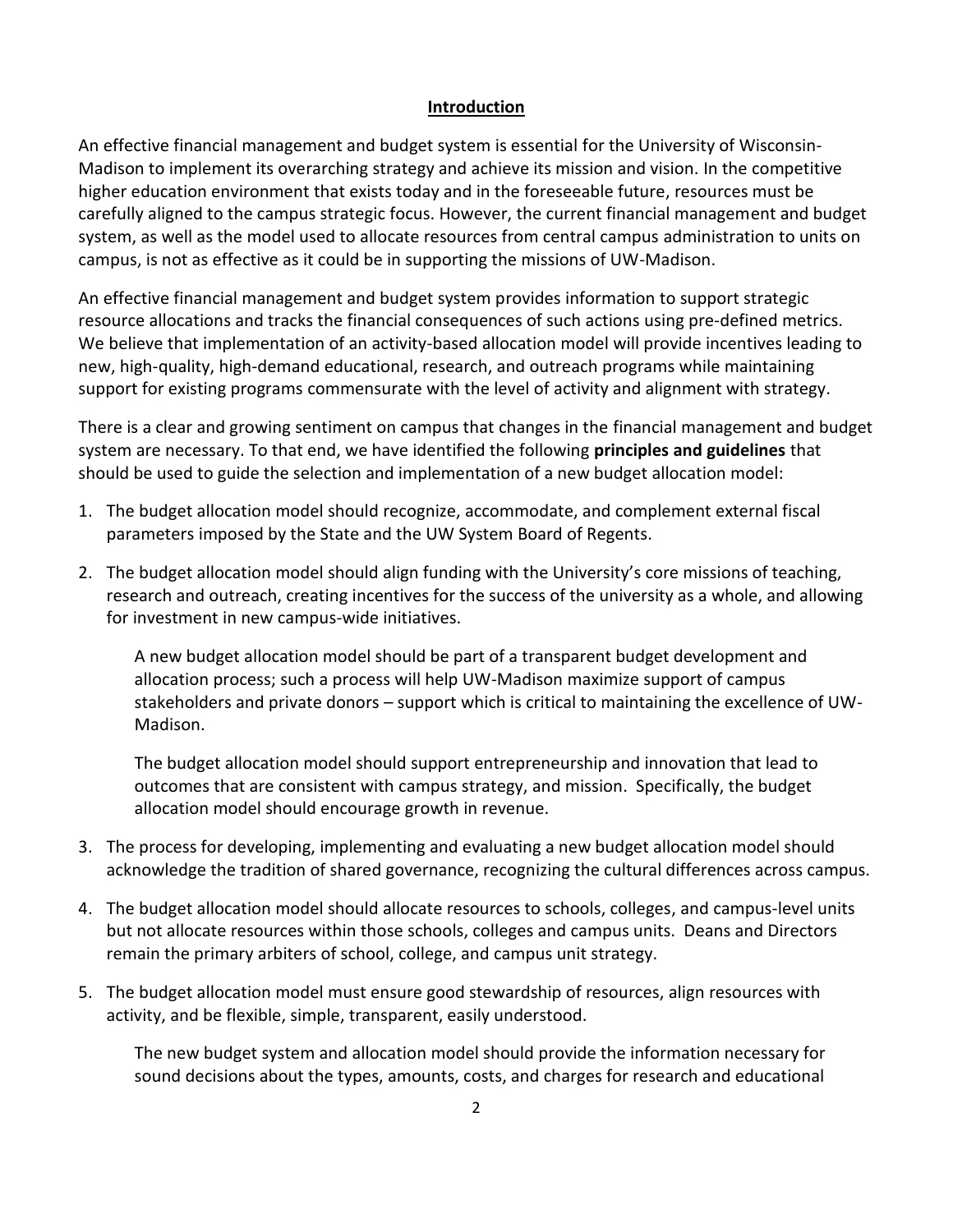## **Introduction**

An effective financial management and budget system is essential for the University of Wisconsin-Madison to implement its overarching strategy and achieve its mission and vision. In the competitive higher education environment that exists today and in the foreseeable future, resources must be carefully aligned to the campus strategic focus. However, the current financial management and budget system, as well as the model used to allocate resources from central campus administration to units on campus, is not as effective as it could be in supporting the missions of UW-Madison.

An effective financial management and budget system provides information to support strategic resource allocations and tracks the financial consequences of such actions using pre-defined metrics. We believe that implementation of an activity-based allocation model will provide incentives leading to new, high-quality, high-demand educational, research, and outreach programs while maintaining support for existing programs commensurate with the level of activity and alignment with strategy.

There is a clear and growing sentiment on campus that changes in the financial management and budget system are necessary. To that end, we have identified the following **principles and guidelines** that should be used to guide the selection and implementation of a new budget allocation model:

1. The budget allocation model should recognize, accommodate, and complement external fiscal parameters imposed by the State and the UW System Board of Regents.

2. The budget allocation model should align funding with the University's core missions of teaching, research and outreach, creating incentives for the success of the university as a whole, and allowing for investment in new campus-wide initiatives.

   A new budget allocation model should be part of a transparent budget development and allocation process; such a process will help UW-Madison maximize support of campus stakeholders and private donors – support which is critical to maintaining the excellence of UW-Madison.

   The budget allocation model should support entrepreneurship and innovation that lead to outcomes that are consistent with campus strategy, and mission. Specifically, the budget allocation model should encourage growth in revenue.

3. The process for developing, implementing and evaluating a new budget allocation model should acknowledge the tradition of shared governance, recognizing the cultural differences across campus.

4. The budget allocation model should allocate resources to schools, colleges, and campus-level units but not allocate resources within those schools, colleges and campus units. Deans and Directors remain the primary arbiters of school, college, and campus unit strategy.

5. The budget allocation model must ensure good stewardship of resources, align resources with activity, and be flexible, simple, transparent, easily understood.

   The new budget system and allocation model should provide the information necessary for sound decisions about the types, amounts, costs, and charges for research and educational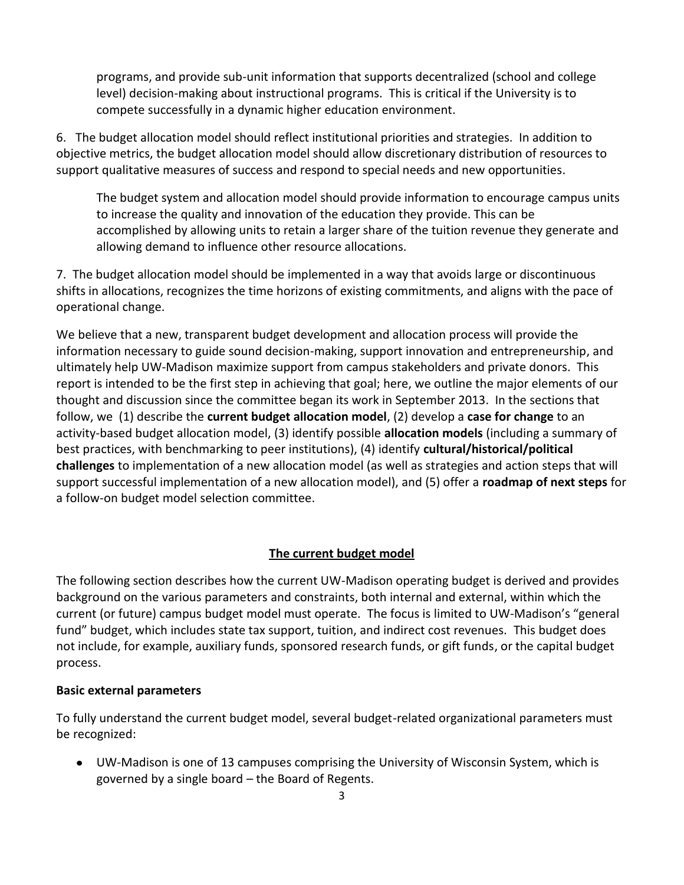programs, and provide sub-unit information that supports decentralized (school and college level) decision-making about instructional programs. This is critical if the University is to compete successfully in a dynamic higher education environment.

6. The budget allocation model should reflect institutional priorities and strategies. In addition to objective metrics, the budget allocation model should allow discretionary distribution of resources to support qualitative measures of success and respond to special needs and new opportunities.

   The budget system and allocation model should provide information to encourage campus units to increase the quality and innovation of the education they provide. This can be accomplished by allowing units to retain a larger share of the tuition revenue they generate and allowing demand to influence other resource allocations.

7. The budget allocation model should be implemented in a way that avoids large or discontinuous shifts in allocations, recognizes the time horizons of existing commitments, and aligns with the pace of operational change.

We believe that a new, transparent budget development and allocation process will provide the information necessary to guide sound decision-making, support innovation and entrepreneurship, and ultimately help UW-Madison maximize support from campus stakeholders and private donors. This report is intended to be the first step in achieving that goal; here, we outline the major elements of our thought and discussion since the committee began its work in September 2013. In the sections that follow, we (1) describe the **current budget allocation model**, (2) develop a **case for change** to an activity-based budget allocation model, (3) identify possible **allocation models** (including a summary of best practices, with benchmarking to peer institutions), (4) identify **cultural/historical/political challenges** to implementation of a new allocation model (as well as strategies and action steps that will support successful implementation of a new allocation model), and (5) offer a **roadmap of next steps** for a follow-on budget model selection committee.

## The current budget model

The following section describes how the current UW-Madison operating budget is derived and provides background on the various parameters and constraints, both internal and external, within which the current (or future) campus budget model must operate. The focus is limited to UW-Madison's "general fund" budget, which includes state tax support, tuition, and indirect cost revenues. This budget does not include, for example, auxiliary funds, sponsored research funds, or gift funds, or the capital budget process.

### Basic external parameters

To fully understand the current budget model, several budget-related organizational parameters must be recognized:

- UW-Madison is one of 13 campuses comprising the University of Wisconsin System, which is governed by a single board – the Board of Regents.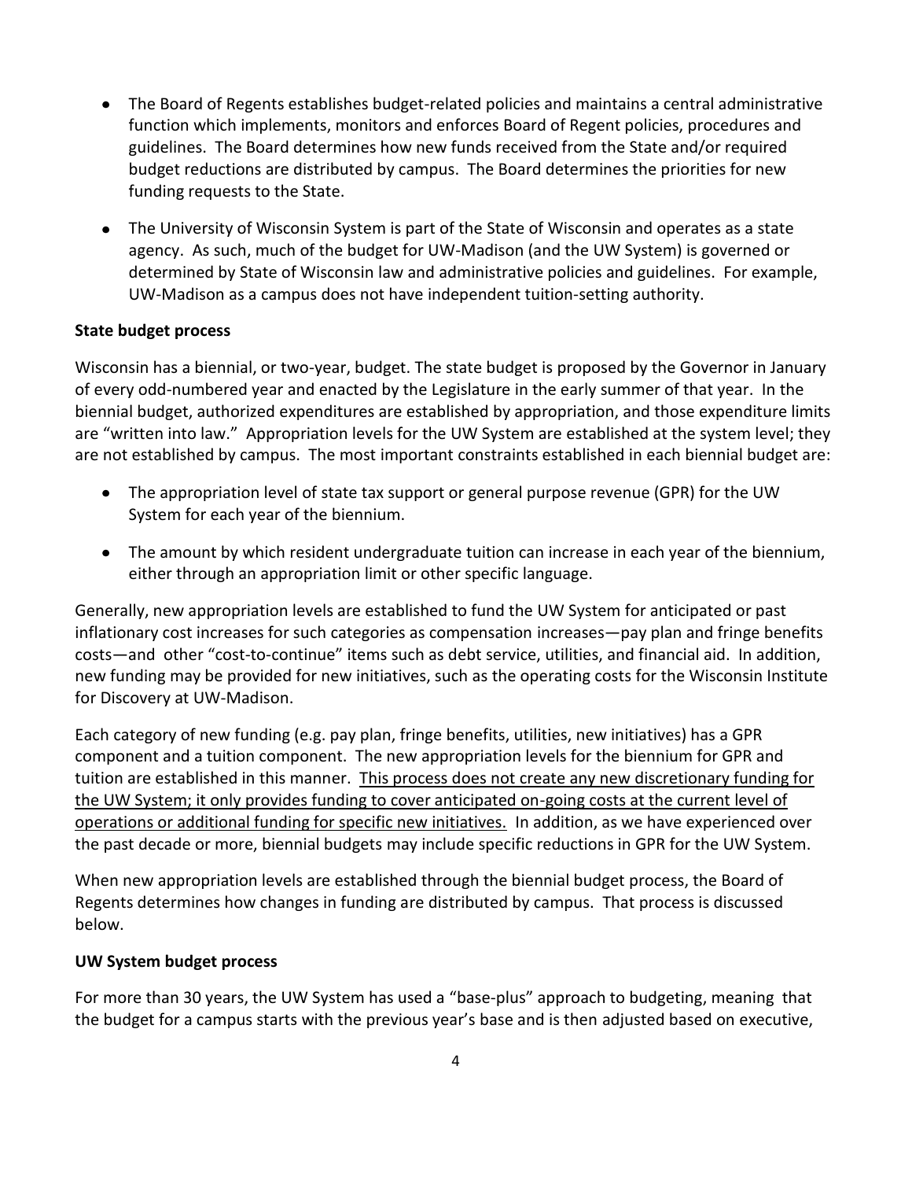- The Board of Regents establishes budget-related policies and maintains a central administrative function which implements, monitors and enforces Board of Regent policies, procedures and guidelines. The Board determines how new funds received from the State and/or required budget reductions are distributed by campus. The Board determines the priorities for new funding requests to the State.

- The University of Wisconsin System is part of the State of Wisconsin and operates as a state agency. As such, much of the budget for UW-Madison (and the UW System) is governed or determined by State of Wisconsin law and administrative policies and guidelines. For example, UW-Madison as a campus does not have independent tuition-setting authority.

**State budget process**

Wisconsin has a biennial, or two-year, budget. The state budget is proposed by the Governor in January of every odd-numbered year and enacted by the Legislature in the early summer of that year. In the biennial budget, authorized expenditures are established by appropriation, and those expenditure limits are "written into law." Appropriation levels for the UW System are established at the system level; they are not established by campus. The most important constraints established in each biennial budget are:

- The appropriation level of state tax support or general purpose revenue (GPR) for the UW System for each year of the biennium.

- The amount by which resident undergraduate tuition can increase in each year of the biennium, either through an appropriation limit or other specific language.

Generally, new appropriation levels are established to fund the UW System for anticipated or past inflationary cost increases for such categories as compensation increases—pay plan and fringe benefits costs—and other "cost-to-continue" items such as debt service, utilities, and financial aid. In addition, new funding may be provided for new initiatives, such as the operating costs for the Wisconsin Institute for Discovery at UW-Madison.

Each category of new funding (e.g. pay plan, fringe benefits, utilities, new initiatives) has a GPR component and a tuition component. The new appropriation levels for the biennium for GPR and tuition are established in this manner. <u>This process does not create any new discretionary funding for the UW System; it only provides funding to cover anticipated on-going costs at the current level of operations or additional funding for specific new initiatives.</u> In addition, as we have experienced over the past decade or more, biennial budgets may include specific reductions in GPR for the UW System.

When new appropriation levels are established through the biennial budget process, the Board of Regents determines how changes in funding are distributed by campus. That process is discussed below.

**UW System budget process**

For more than 30 years, the UW System has used a "base-plus" approach to budgeting, meaning that the budget for a campus starts with the previous year's base and is then adjusted based on executive,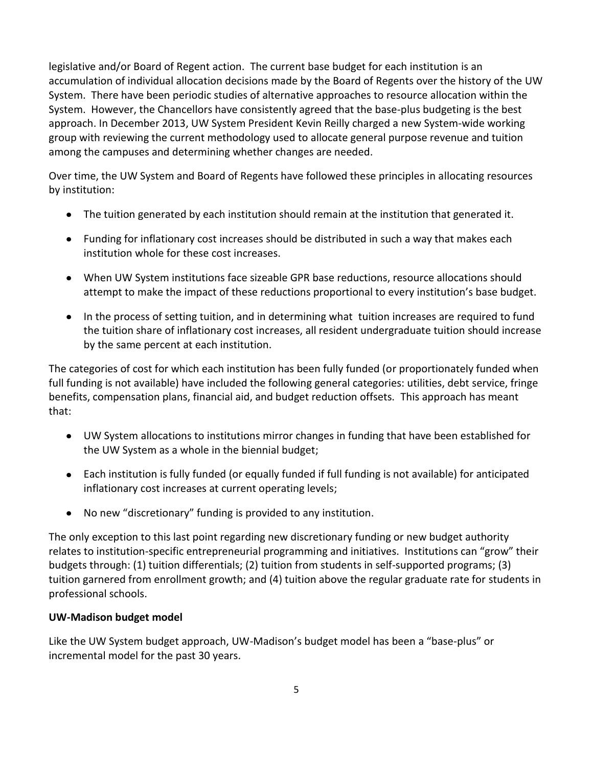legislative and/or Board of Regent action. The current base budget for each institution is an accumulation of individual allocation decisions made by the Board of Regents over the history of the UW System. There have been periodic studies of alternative approaches to resource allocation within the System. However, the Chancellors have consistently agreed that the base-plus budgeting is the best approach. In December 2013, UW System President Kevin Reilly charged a new System-wide working group with reviewing the current methodology used to allocate general purpose revenue and tuition among the campuses and determining whether changes are needed.

Over time, the UW System and Board of Regents have followed these principles in allocating resources by institution:

- The tuition generated by each institution should remain at the institution that generated it.
- Funding for inflationary cost increases should be distributed in such a way that makes each institution whole for these cost increases.
- When UW System institutions face sizeable GPR base reductions, resource allocations should attempt to make the impact of these reductions proportional to every institution's base budget.
- In the process of setting tuition, and in determining what tuition increases are required to fund the tuition share of inflationary cost increases, all resident undergraduate tuition should increase by the same percent at each institution.

The categories of cost for which each institution has been fully funded (or proportionately funded when full funding is not available) have included the following general categories: utilities, debt service, fringe benefits, compensation plans, financial aid, and budget reduction offsets. This approach has meant that:

- UW System allocations to institutions mirror changes in funding that have been established for the UW System as a whole in the biennial budget;
- Each institution is fully funded (or equally funded if full funding is not available) for anticipated inflationary cost increases at current operating levels;
- No new "discretionary" funding is provided to any institution.

The only exception to this last point regarding new discretionary funding or new budget authority relates to institution-specific entrepreneurial programming and initiatives. Institutions can "grow" their budgets through: (1) tuition differentials; (2) tuition from students in self-supported programs; (3) tuition garnered from enrollment growth; and (4) tuition above the regular graduate rate for students in professional schools.

**UW-Madison budget model**

Like the UW System budget approach, UW-Madison's budget model has been a "base-plus" or incremental model for the past 30 years.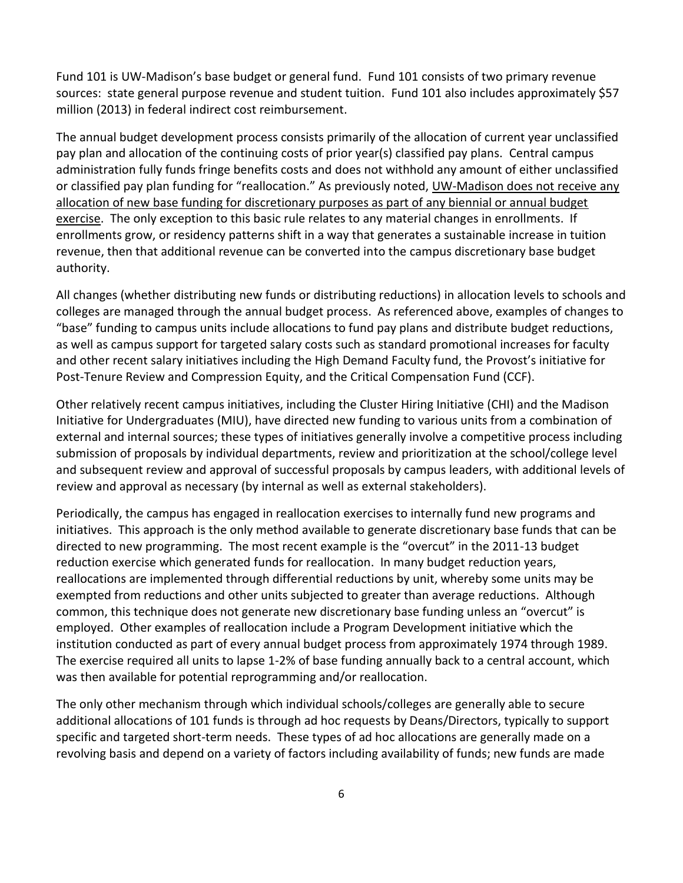Fund 101 is UW-Madison's base budget or general fund. Fund 101 consists of two primary revenue sources: state general purpose revenue and student tuition. Fund 101 also includes approximately $57 million (2013) in federal indirect cost reimbursement.

The annual budget development process consists primarily of the allocation of current year unclassified pay plan and allocation of the continuing costs of prior year(s) classified pay plans. Central campus administration fully funds fringe benefits costs and does not withhold any amount of either unclassified or classified pay plan funding for "reallocation." As previously noted, <u>UW-Madison does not receive any allocation of new base funding for discretionary purposes as part of any biennial or annual budget exercise</u>. The only exception to this basic rule relates to any material changes in enrollments. If enrollments grow, or residency patterns shift in a way that generates a sustainable increase in tuition revenue, then that additional revenue can be converted into the campus discretionary base budget authority.

All changes (whether distributing new funds or distributing reductions) in allocation levels to schools and colleges are managed through the annual budget process. As referenced above, examples of changes to "base" funding to campus units include allocations to fund pay plans and distribute budget reductions, as well as campus support for targeted salary costs such as standard promotional increases for faculty and other recent salary initiatives including the High Demand Faculty fund, the Provost's initiative for Post-Tenure Review and Compression Equity, and the Critical Compensation Fund (CCF).

Other relatively recent campus initiatives, including the Cluster Hiring Initiative (CHI) and the Madison Initiative for Undergraduates (MIU), have directed new funding to various units from a combination of external and internal sources; these types of initiatives generally involve a competitive process including submission of proposals by individual departments, review and prioritization at the school/college level and subsequent review and approval of successful proposals by campus leaders, with additional levels of review and approval as necessary (by internal as well as external stakeholders).

Periodically, the campus has engaged in reallocation exercises to internally fund new programs and initiatives. This approach is the only method available to generate discretionary base funds that can be directed to new programming. The most recent example is the "overcut" in the 2011-13 budget reduction exercise which generated funds for reallocation. In many budget reduction years, reallocations are implemented through differential reductions by unit, whereby some units may be exempted from reductions and other units subjected to greater than average reductions. Although common, this technique does not generate new discretionary base funding unless an "overcut" is employed. Other examples of reallocation include a Program Development initiative which the institution conducted as part of every annual budget process from approximately 1974 through 1989. The exercise required all units to lapse 1-2% of base funding annually back to a central account, which was then available for potential reprogramming and/or reallocation.

The only other mechanism through which individual schools/colleges are generally able to secure additional allocations of 101 funds is through ad hoc requests by Deans/Directors, typically to support specific and targeted short-term needs. These types of ad hoc allocations are generally made on a revolving basis and depend on a variety of factors including availability of funds; new funds are made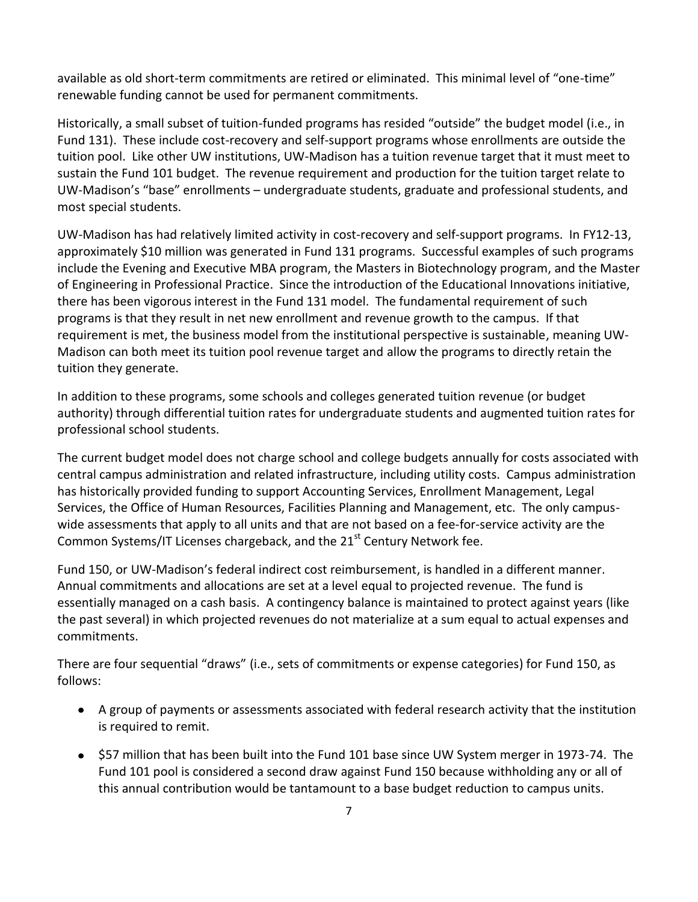available as old short-term commitments are retired or eliminated. This minimal level of "one-time" renewable funding cannot be used for permanent commitments.

Historically, a small subset of tuition-funded programs has resided "outside" the budget model (i.e., in Fund 131). These include cost-recovery and self-support programs whose enrollments are outside the tuition pool. Like other UW institutions, UW-Madison has a tuition revenue target that it must meet to sustain the Fund 101 budget. The revenue requirement and production for the tuition target relate to UW-Madison's "base" enrollments – undergraduate students, graduate and professional students, and most special students.

UW-Madison has had relatively limited activity in cost-recovery and self-support programs. In FY12-13, approximately $10 million was generated in Fund 131 programs. Successful examples of such programs include the Evening and Executive MBA program, the Masters in Biotechnology program, and the Master of Engineering in Professional Practice. Since the introduction of the Educational Innovations initiative, there has been vigorous interest in the Fund 131 model. The fundamental requirement of such programs is that they result in net new enrollment and revenue growth to the campus. If that requirement is met, the business model from the institutional perspective is sustainable, meaning UW-Madison can both meet its tuition pool revenue target and allow the programs to directly retain the tuition they generate.

In addition to these programs, some schools and colleges generated tuition revenue (or budget authority) through differential tuition rates for undergraduate students and augmented tuition rates for professional school students.

The current budget model does not charge school and college budgets annually for costs associated with central campus administration and related infrastructure, including utility costs. Campus administration has historically provided funding to support Accounting Services, Enrollment Management, Legal Services, the Office of Human Resources, Facilities Planning and Management, etc. The only campus-wide assessments that apply to all units and that are not based on a fee-for-service activity are the Common Systems/IT Licenses chargeback, and the 21st Century Network fee.

Fund 150, or UW-Madison's federal indirect cost reimbursement, is handled in a different manner. Annual commitments and allocations are set at a level equal to projected revenue. The fund is essentially managed on a cash basis. A contingency balance is maintained to protect against years (like the past several) in which projected revenues do not materialize at a sum equal to actual expenses and commitments.

There are four sequential "draws" (i.e., sets of commitments or expense categories) for Fund 150, as follows:

- A group of payments or assessments associated with federal research activity that the institution is required to remit.
- $57 million that has been built into the Fund 101 base since UW System merger in 1973-74. The Fund 101 pool is considered a second draw against Fund 150 because withholding any or all of this annual contribution would be tantamount to a base budget reduction to campus units.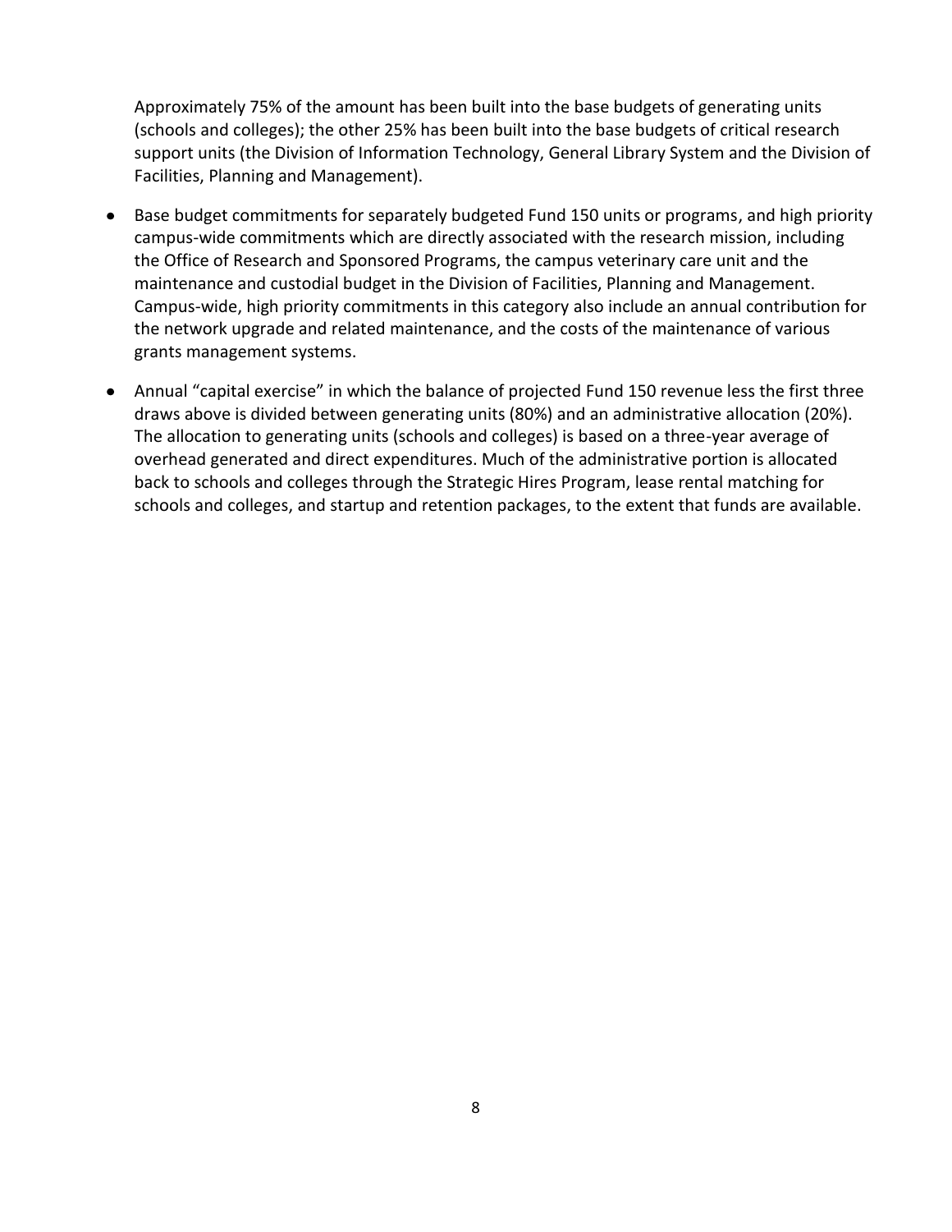Approximately 75% of the amount has been built into the base budgets of generating units (schools and colleges); the other 25% has been built into the base budgets of critical research support units (the Division of Information Technology, General Library System and the Division of Facilities, Planning and Management).

- Base budget commitments for separately budgeted Fund 150 units or programs, and high priority campus-wide commitments which are directly associated with the research mission, including the Office of Research and Sponsored Programs, the campus veterinary care unit and the maintenance and custodial budget in the Division of Facilities, Planning and Management. Campus-wide, high priority commitments in this category also include an annual contribution for the network upgrade and related maintenance, and the costs of the maintenance of various grants management systems.
- Annual "capital exercise" in which the balance of projected Fund 150 revenue less the first three draws above is divided between generating units (80%) and an administrative allocation (20%). The allocation to generating units (schools and colleges) is based on a three-year average of overhead generated and direct expenditures. Much of the administrative portion is allocated back to schools and colleges through the Strategic Hires Program, lease rental matching for schools and colleges, and startup and retention packages, to the extent that funds are available.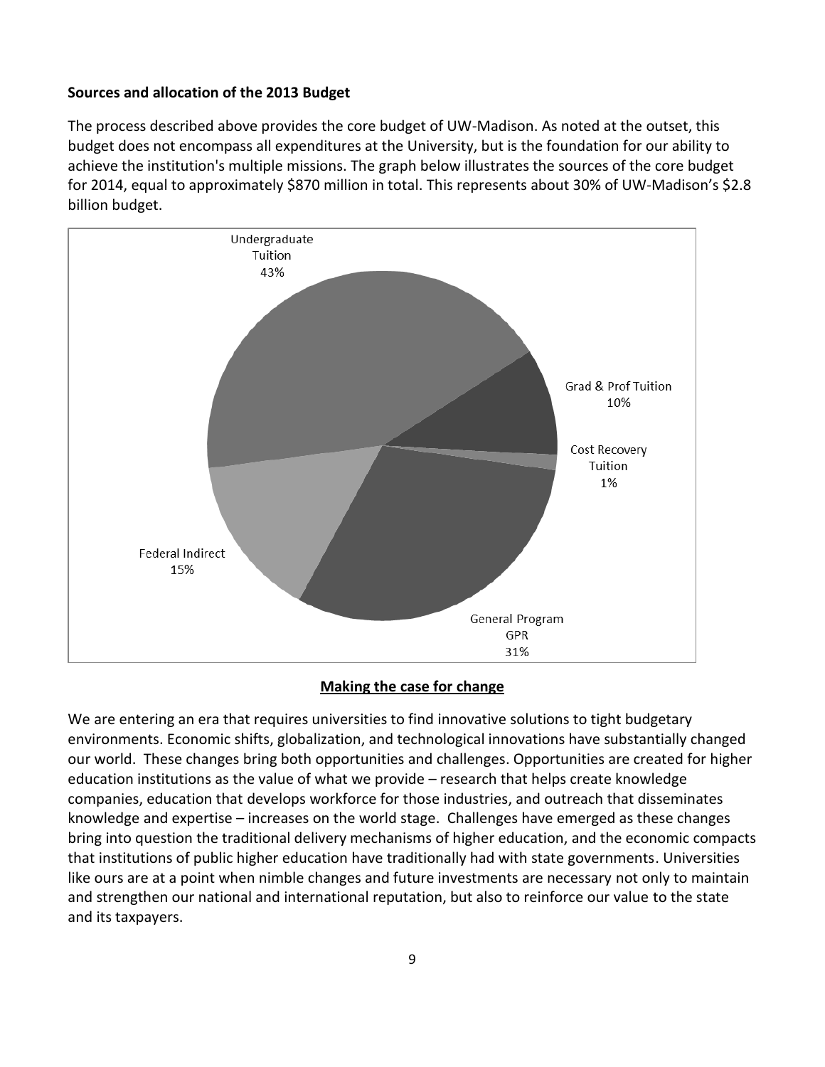**Sources and allocation of the 2013 Budget**

The process described above provides the core budget of UW-Madison. As noted at the outset, this budget does not encompass all expenditures at the University, but is the foundation for our ability to achieve the institution's multiple missions. The graph below illustrates the sources of the core budget for 2014, equal to approximately $870 million in total. This represents about 30% of UW-Madison's $2.8 billion budget.

Undergraduate Tuition 43%

Grad & Prof Tuition 10%

Cost Recovery Tuition 1%

General Program GPR 31%

Federal Indirect 15%

## Making the case for change

We are entering an era that requires universities to find innovative solutions to tight budgetary environments. Economic shifts, globalization, and technological innovations have substantially changed our world. These changes bring both opportunities and challenges. Opportunities are created for higher education institutions as the value of what we provide – research that helps create knowledge companies, education that develops workforce for those industries, and outreach that disseminates knowledge and expertise – increases on the world stage. Challenges have emerged as these changes bring into question the traditional delivery mechanisms of higher education, and the economic compacts that institutions of public higher education have traditionally had with state governments. Universities like ours are at a point when nimble changes and future investments are necessary not only to maintain and strengthen our national and international reputation, but also to reinforce our value to the state and its taxpayers.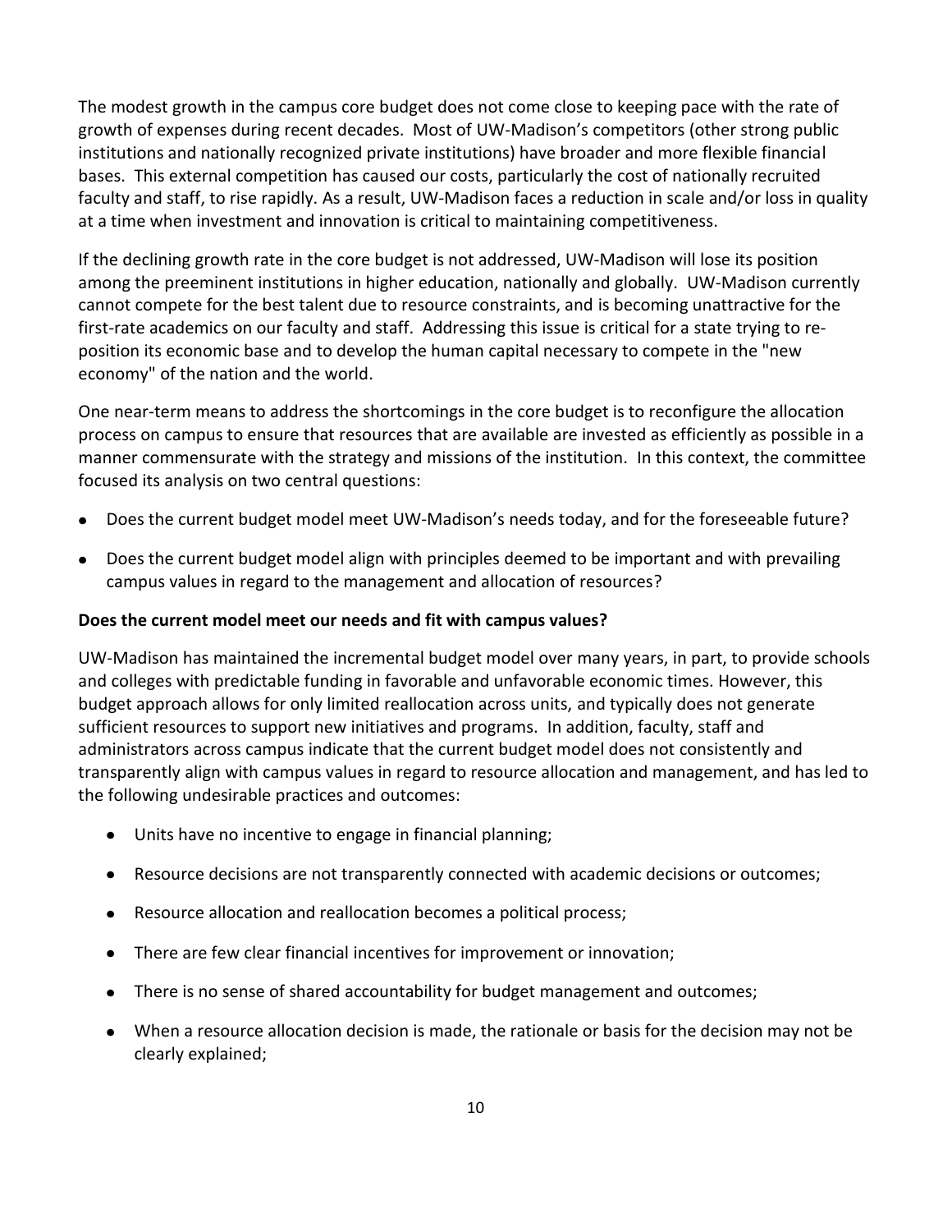The modest growth in the campus core budget does not come close to keeping pace with the rate of growth of expenses during recent decades. Most of UW-Madison's competitors (other strong public institutions and nationally recognized private institutions) have broader and more flexible financial bases. This external competition has caused our costs, particularly the cost of nationally recruited faculty and staff, to rise rapidly. As a result, UW-Madison faces a reduction in scale and/or loss in quality at a time when investment and innovation is critical to maintaining competitiveness.

If the declining growth rate in the core budget is not addressed, UW-Madison will lose its position among the preeminent institutions in higher education, nationally and globally. UW-Madison currently cannot compete for the best talent due to resource constraints, and is becoming unattractive for the first-rate academics on our faculty and staff. Addressing this issue is critical for a state trying to re-position its economic base and to develop the human capital necessary to compete in the "new economy" of the nation and the world.

One near-term means to address the shortcomings in the core budget is to reconfigure the allocation process on campus to ensure that resources that are available are invested as efficiently as possible in a manner commensurate with the strategy and missions of the institution. In this context, the committee focused its analysis on two central questions:

- Does the current budget model meet UW-Madison's needs today, and for the foreseeable future?
- Does the current budget model align with principles deemed to be important and with prevailing campus values in regard to the management and allocation of resources?

**Does the current model meet our needs and fit with campus values?**

UW-Madison has maintained the incremental budget model over many years, in part, to provide schools and colleges with predictable funding in favorable and unfavorable economic times. However, this budget approach allows for only limited reallocation across units, and typically does not generate sufficient resources to support new initiatives and programs. In addition, faculty, staff and administrators across campus indicate that the current budget model does not consistently and transparently align with campus values in regard to resource allocation and management, and has led to the following undesirable practices and outcomes:

- Units have no incentive to engage in financial planning;
- Resource decisions are not transparently connected with academic decisions or outcomes;
- Resource allocation and reallocation becomes a political process;
- There are few clear financial incentives for improvement or innovation;
- There is no sense of shared accountability for budget management and outcomes;
- When a resource allocation decision is made, the rationale or basis for the decision may not be clearly explained;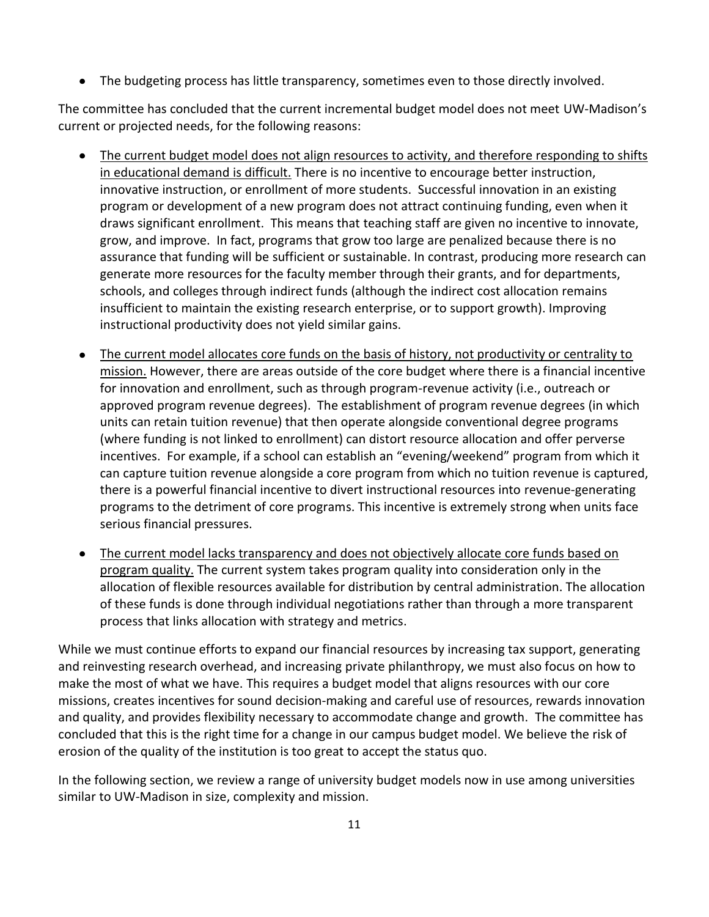- The budgeting process has little transparency, sometimes even to those directly involved.

The committee has concluded that the current incremental budget model does not meet UW-Madison's current or projected needs, for the following reasons:

- <u>The current budget model does not align resources to activity, and therefore responding to shifts in educational demand is difficult.</u> There is no incentive to encourage better instruction, innovative instruction, or enrollment of more students. Successful innovation in an existing program or development of a new program does not attract continuing funding, even when it draws significant enrollment. This means that teaching staff are given no incentive to innovate, grow, and improve. In fact, programs that grow too large are penalized because there is no assurance that funding will be sufficient or sustainable. In contrast, producing more research can generate more resources for the faculty member through their grants, and for departments, schools, and colleges through indirect funds (although the indirect cost allocation remains insufficient to maintain the existing research enterprise, or to support growth). Improving instructional productivity does not yield similar gains.

- <u>The current model allocates core funds on the basis of history, not productivity or centrality to mission.</u> However, there are areas outside of the core budget where there is a financial incentive for innovation and enrollment, such as through program-revenue activity (i.e., outreach or approved program revenue degrees). The establishment of program revenue degrees (in which units can retain tuition revenue) that then operate alongside conventional degree programs (where funding is not linked to enrollment) can distort resource allocation and offer perverse incentives. For example, if a school can establish an "evening/weekend" program from which it can capture tuition revenue alongside a core program from which no tuition revenue is captured, there is a powerful financial incentive to divert instructional resources into revenue-generating programs to the detriment of core programs. This incentive is extremely strong when units face serious financial pressures.

- <u>The current model lacks transparency and does not objectively allocate core funds based on program quality.</u> The current system takes program quality into consideration only in the allocation of flexible resources available for distribution by central administration. The allocation of these funds is done through individual negotiations rather than through a more transparent process that links allocation with strategy and metrics.

While we must continue efforts to expand our financial resources by increasing tax support, generating and reinvesting research overhead, and increasing private philanthropy, we must also focus on how to make the most of what we have. This requires a budget model that aligns resources with our core missions, creates incentives for sound decision-making and careful use of resources, rewards innovation and quality, and provides flexibility necessary to accommodate change and growth. The committee has concluded that this is the right time for a change in our campus budget model. We believe the risk of erosion of the quality of the institution is too great to accept the status quo.

In the following section, we review a range of university budget models now in use among universities similar to UW-Madison in size, complexity and mission.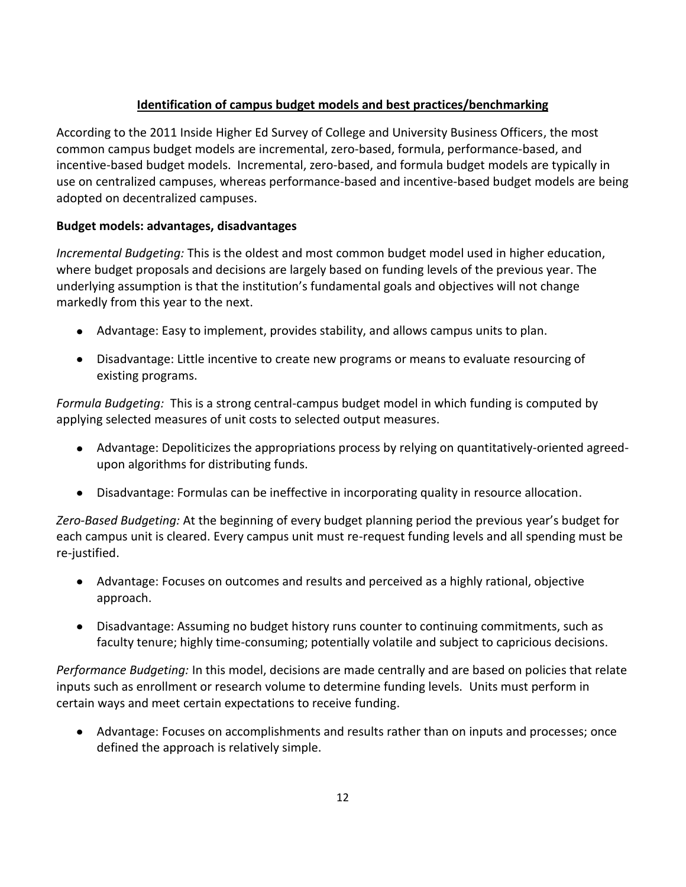## Identification of campus budget models and best practices/benchmarking

According to the 2011 Inside Higher Ed Survey of College and University Business Officers, the most common campus budget models are incremental, zero-based, formula, performance-based, and incentive-based budget models. Incremental, zero-based, and formula budget models are typically in use on centralized campuses, whereas performance-based and incentive-based budget models are being adopted on decentralized campuses.

### Budget models: advantages, disadvantages

*Incremental Budgeting:* This is the oldest and most common budget model used in higher education, where budget proposals and decisions are largely based on funding levels of the previous year. The underlying assumption is that the institution's fundamental goals and objectives will not change markedly from this year to the next.

- Advantage: Easy to implement, provides stability, and allows campus units to plan.
- Disadvantage: Little incentive to create new programs or means to evaluate resourcing of existing programs.

*Formula Budgeting:* This is a strong central-campus budget model in which funding is computed by applying selected measures of unit costs to selected output measures.

- Advantage: Depoliticizes the appropriations process by relying on quantitatively-oriented agreed-upon algorithms for distributing funds.
- Disadvantage: Formulas can be ineffective in incorporating quality in resource allocation.

*Zero-Based Budgeting:* At the beginning of every budget planning period the previous year's budget for each campus unit is cleared. Every campus unit must re-request funding levels and all spending must be re-justified.

- Advantage: Focuses on outcomes and results and perceived as a highly rational, objective approach.
- Disadvantage: Assuming no budget history runs counter to continuing commitments, such as faculty tenure; highly time-consuming; potentially volatile and subject to capricious decisions.

*Performance Budgeting:* In this model, decisions are made centrally and are based on policies that relate inputs such as enrollment or research volume to determine funding levels. Units must perform in certain ways and meet certain expectations to receive funding.

- Advantage: Focuses on accomplishments and results rather than on inputs and processes; once defined the approach is relatively simple.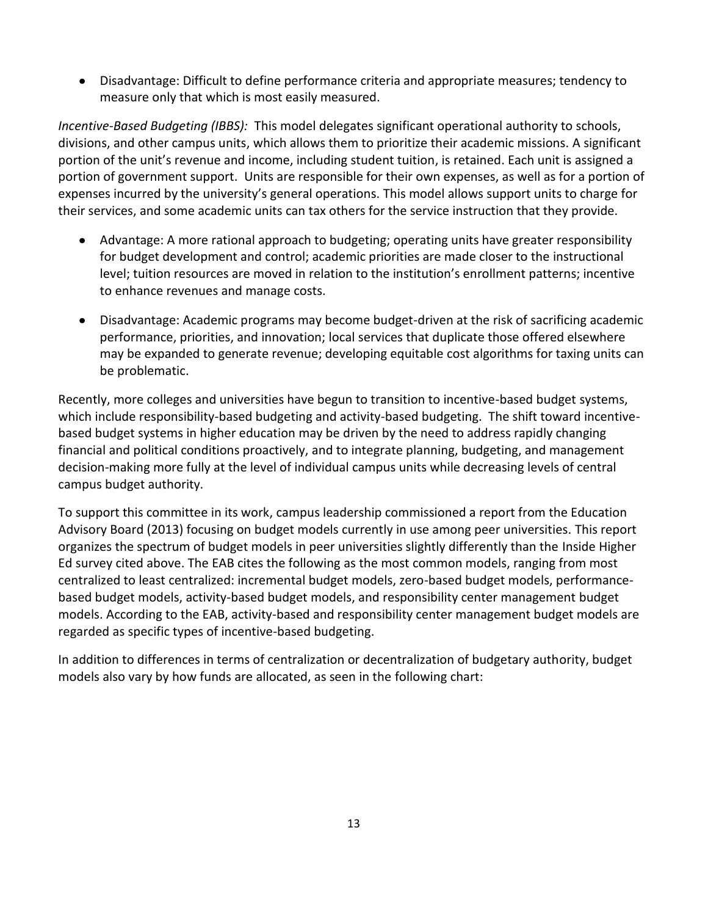- Disadvantage: Difficult to define performance criteria and appropriate measures; tendency to measure only that which is most easily measured.

*Incentive-Based Budgeting (IBBS):* This model delegates significant operational authority to schools, divisions, and other campus units, which allows them to prioritize their academic missions. A significant portion of the unit's revenue and income, including student tuition, is retained. Each unit is assigned a portion of government support. Units are responsible for their own expenses, as well as for a portion of expenses incurred by the university's general operations. This model allows support units to charge for their services, and some academic units can tax others for the service instruction that they provide.

- Advantage: A more rational approach to budgeting; operating units have greater responsibility for budget development and control; academic priorities are made closer to the instructional level; tuition resources are moved in relation to the institution's enrollment patterns; incentive to enhance revenues and manage costs.
- Disadvantage: Academic programs may become budget-driven at the risk of sacrificing academic performance, priorities, and innovation; local services that duplicate those offered elsewhere may be expanded to generate revenue; developing equitable cost algorithms for taxing units can be problematic.

Recently, more colleges and universities have begun to transition to incentive-based budget systems, which include responsibility-based budgeting and activity-based budgeting. The shift toward incentive-based budget systems in higher education may be driven by the need to address rapidly changing financial and political conditions proactively, and to integrate planning, budgeting, and management decision-making more fully at the level of individual campus units while decreasing levels of central campus budget authority.

To support this committee in its work, campus leadership commissioned a report from the Education Advisory Board (2013) focusing on budget models currently in use among peer universities. This report organizes the spectrum of budget models in peer universities slightly differently than the Inside Higher Ed survey cited above. The EAB cites the following as the most common models, ranging from most centralized to least centralized: incremental budget models, zero-based budget models, performance-based budget models, activity-based budget models, and responsibility center management budget models. According to the EAB, activity-based and responsibility center management budget models are regarded as specific types of incentive-based budgeting.

In addition to differences in terms of centralization or decentralization of budgetary authority, budget models also vary by how funds are allocated, as seen in the following chart: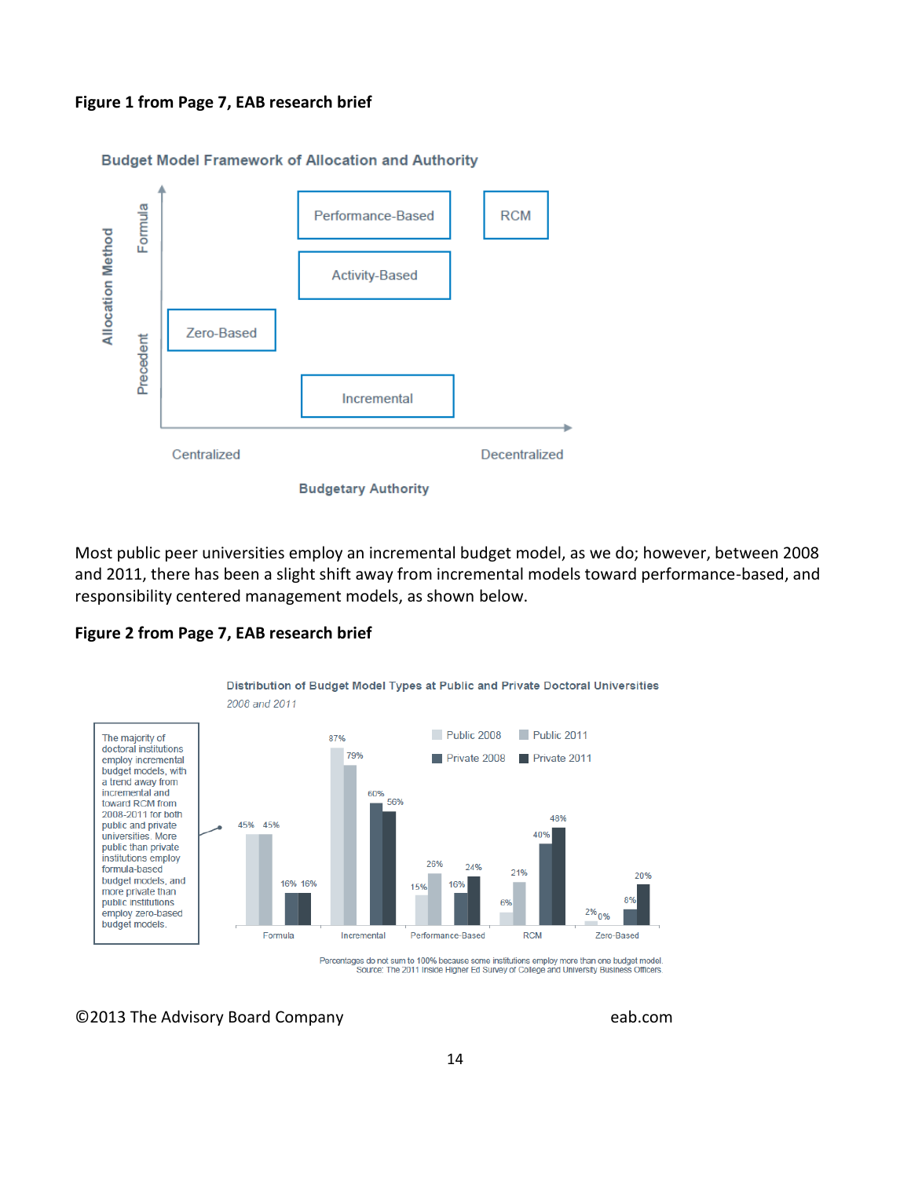**Figure 1 from Page 7, EAB research brief**

Budget Model Framework of Allocation and Authority

| Allocation Method | Centralized | | Decentralized |
|---|---|---|---|
| Formula | | Performance-Based | RCM |
| | | Activity-Based | |
| | Zero-Based | | |
| Precedent | | Incremental | |

Budgetary Authority

Most public peer universities employ an incremental budget model, as we do; however, between 2008 and 2011, there has been a slight shift away from incremental models toward performance-based, and responsibility centered management models, as shown below.

**Figure 2 from Page 7, EAB research brief**

Distribution of Budget Model Types at Public and Private Doctoral Universities

*2008 and 2011*

The majority of doctoral institutions employ incremental budget models, with a trend away from incremental and toward RCM from 2008-2011 for both public and private universities. More public than private institutions employ formula-based budget models, and more private than public institutions employ zero-based budget models.

| | Public 2008 | Public 2011 | Private 2008 | Private 2011 |
|---|---|---|---|---|
| Formula | 45% | 45% | 16% | 16% |
| Incremental | 87% | 79% | 60% | 56% |
| Performance-Based | 15% | 26% | 16% | 24% |
| RCM | 6% | 21% | 40% | 48% |
| Zero-Based | 2% | 0% | 8% | 20% |

Percentages do not sum to 100% because some institutions employ more than one budget model.
Source: The 2011 Inside Higher Ed Survey of College and University Business Officers.

©2013 The Advisory Board Company eab.com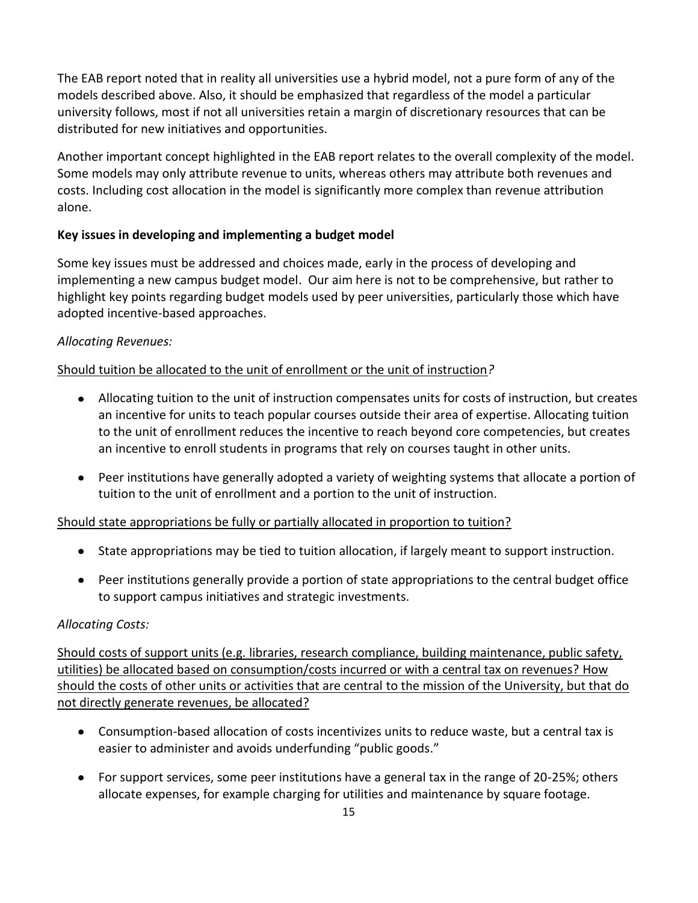The EAB report noted that in reality all universities use a hybrid model, not a pure form of any of the models described above. Also, it should be emphasized that regardless of the model a particular university follows, most if not all universities retain a margin of discretionary resources that can be distributed for new initiatives and opportunities.

Another important concept highlighted in the EAB report relates to the overall complexity of the model. Some models may only attribute revenue to units, whereas others may attribute both revenues and costs. Including cost allocation in the model is significantly more complex than revenue attribution alone.

**Key issues in developing and implementing a budget model**

Some key issues must be addressed and choices made, early in the process of developing and implementing a new campus budget model. Our aim here is not to be comprehensive, but rather to highlight key points regarding budget models used by peer universities, particularly those which have adopted incentive-based approaches.

*Allocating Revenues:*

<u>Should tuition be allocated to the unit of enrollment or the unit of instruction</u>*?*

- Allocating tuition to the unit of instruction compensates units for costs of instruction, but creates an incentive for units to teach popular courses outside their area of expertise. Allocating tuition to the unit of enrollment reduces the incentive to reach beyond core competencies, but creates an incentive to enroll students in programs that rely on courses taught in other units.
- Peer institutions have generally adopted a variety of weighting systems that allocate a portion of tuition to the unit of enrollment and a portion to the unit of instruction.

<u>Should state appropriations be fully or partially allocated in proportion to tuition?</u>

- State appropriations may be tied to tuition allocation, if largely meant to support instruction.
- Peer institutions generally provide a portion of state appropriations to the central budget office to support campus initiatives and strategic investments.

*Allocating Costs:*

<u>Should costs of support units (e.g. libraries, research compliance, building maintenance, public safety, utilities) be allocated based on consumption/costs incurred or with a central tax on revenues? How should the costs of other units or activities that are central to the mission of the University, but that do not directly generate revenues, be allocated?</u>

- Consumption-based allocation of costs incentivizes units to reduce waste, but a central tax is easier to administer and avoids underfunding "public goods."
- For support services, some peer institutions have a general tax in the range of 20-25%; others allocate expenses, for example charging for utilities and maintenance by square footage.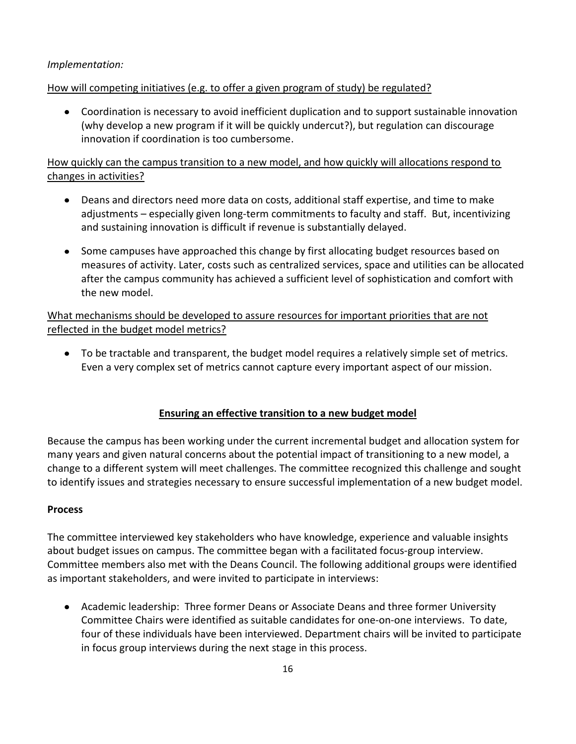*Implementation:*

How will competing initiatives (e.g. to offer a given program of study) be regulated?

- Coordination is necessary to avoid inefficient duplication and to support sustainable innovation (why develop a new program if it will be quickly undercut?), but regulation can discourage innovation if coordination is too cumbersome.

How quickly can the campus transition to a new model, and how quickly will allocations respond to changes in activities?

- Deans and directors need more data on costs, additional staff expertise, and time to make adjustments – especially given long-term commitments to faculty and staff. But, incentivizing and sustaining innovation is difficult if revenue is substantially delayed.
- Some campuses have approached this change by first allocating budget resources based on measures of activity. Later, costs such as centralized services, space and utilities can be allocated after the campus community has achieved a sufficient level of sophistication and comfort with the new model.

What mechanisms should be developed to assure resources for important priorities that are not reflected in the budget model metrics?

- To be tractable and transparent, the budget model requires a relatively simple set of metrics. Even a very complex set of metrics cannot capture every important aspect of our mission.

## Ensuring an effective transition to a new budget model

Because the campus has been working under the current incremental budget and allocation system for many years and given natural concerns about the potential impact of transitioning to a new model, a change to a different system will meet challenges. The committee recognized this challenge and sought to identify issues and strategies necessary to ensure successful implementation of a new budget model.

### Process

The committee interviewed key stakeholders who have knowledge, experience and valuable insights about budget issues on campus. The committee began with a facilitated focus-group interview. Committee members also met with the Deans Council. The following additional groups were identified as important stakeholders, and were invited to participate in interviews:

- Academic leadership: Three former Deans or Associate Deans and three former University Committee Chairs were identified as suitable candidates for one-on-one interviews. To date, four of these individuals have been interviewed. Department chairs will be invited to participate in focus group interviews during the next stage in this process.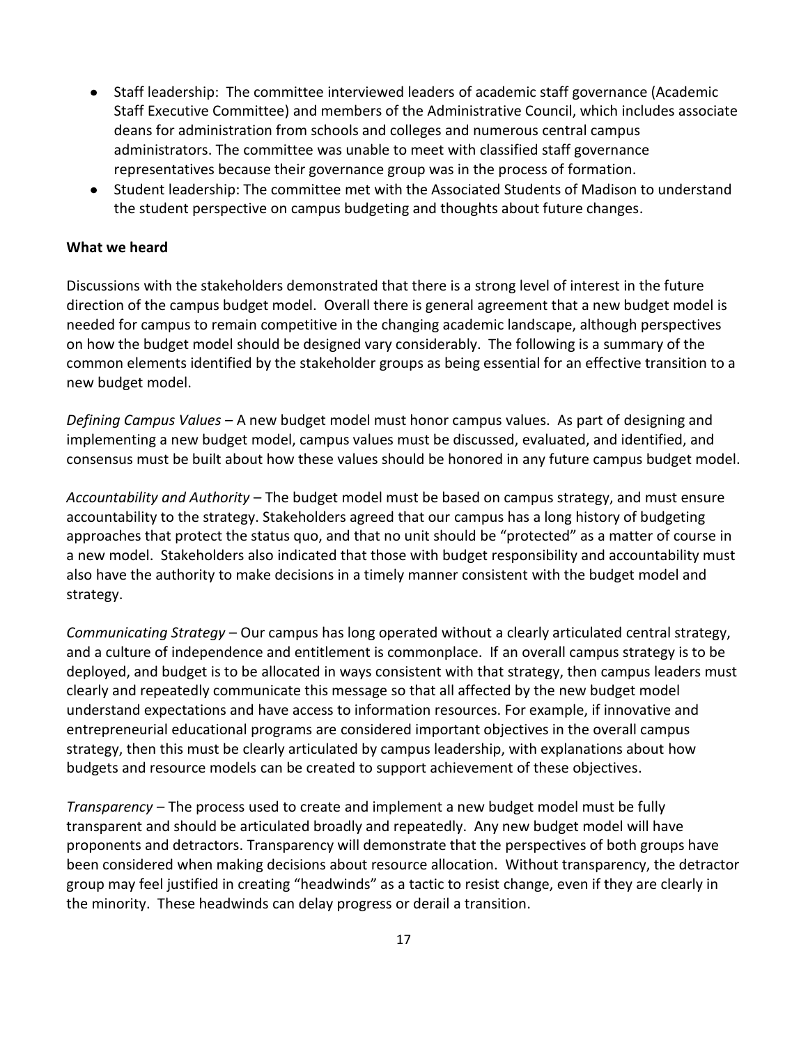- Staff leadership: The committee interviewed leaders of academic staff governance (Academic Staff Executive Committee) and members of the Administrative Council, which includes associate deans for administration from schools and colleges and numerous central campus administrators. The committee was unable to meet with classified staff governance representatives because their governance group was in the process of formation.
- Student leadership: The committee met with the Associated Students of Madison to understand the student perspective on campus budgeting and thoughts about future changes.

**What we heard**

Discussions with the stakeholders demonstrated that there is a strong level of interest in the future direction of the campus budget model. Overall there is general agreement that a new budget model is needed for campus to remain competitive in the changing academic landscape, although perspectives on how the budget model should be designed vary considerably. The following is a summary of the common elements identified by the stakeholder groups as being essential for an effective transition to a new budget model.

*Defining Campus Values* – A new budget model must honor campus values. As part of designing and implementing a new budget model, campus values must be discussed, evaluated, and identified, and consensus must be built about how these values should be honored in any future campus budget model.

*Accountability and Authority* – The budget model must be based on campus strategy, and must ensure accountability to the strategy. Stakeholders agreed that our campus has a long history of budgeting approaches that protect the status quo, and that no unit should be "protected" as a matter of course in a new model. Stakeholders also indicated that those with budget responsibility and accountability must also have the authority to make decisions in a timely manner consistent with the budget model and strategy.

*Communicating Strategy* – Our campus has long operated without a clearly articulated central strategy, and a culture of independence and entitlement is commonplace. If an overall campus strategy is to be deployed, and budget is to be allocated in ways consistent with that strategy, then campus leaders must clearly and repeatedly communicate this message so that all affected by the new budget model understand expectations and have access to information resources. For example, if innovative and entrepreneurial educational programs are considered important objectives in the overall campus strategy, then this must be clearly articulated by campus leadership, with explanations about how budgets and resource models can be created to support achievement of these objectives.

*Transparency* – The process used to create and implement a new budget model must be fully transparent and should be articulated broadly and repeatedly. Any new budget model will have proponents and detractors. Transparency will demonstrate that the perspectives of both groups have been considered when making decisions about resource allocation. Without transparency, the detractor group may feel justified in creating "headwinds" as a tactic to resist change, even if they are clearly in the minority. These headwinds can delay progress or derail a transition.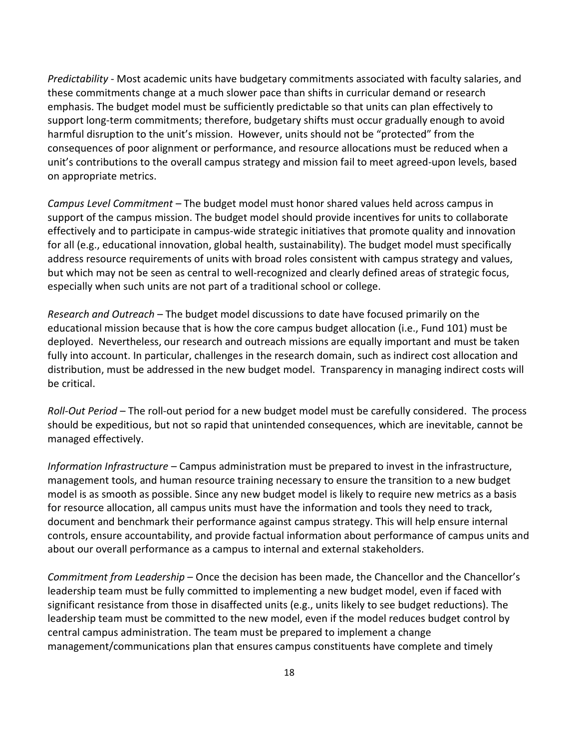*Predictability* - Most academic units have budgetary commitments associated with faculty salaries, and these commitments change at a much slower pace than shifts in curricular demand or research emphasis. The budget model must be sufficiently predictable so that units can plan effectively to support long-term commitments; therefore, budgetary shifts must occur gradually enough to avoid harmful disruption to the unit's mission. However, units should not be "protected" from the consequences of poor alignment or performance, and resource allocations must be reduced when a unit's contributions to the overall campus strategy and mission fail to meet agreed-upon levels, based on appropriate metrics.

*Campus Level Commitment* – The budget model must honor shared values held across campus in support of the campus mission. The budget model should provide incentives for units to collaborate effectively and to participate in campus-wide strategic initiatives that promote quality and innovation for all (e.g., educational innovation, global health, sustainability). The budget model must specifically address resource requirements of units with broad roles consistent with campus strategy and values, but which may not be seen as central to well-recognized and clearly defined areas of strategic focus, especially when such units are not part of a traditional school or college.

*Research and Outreach* – The budget model discussions to date have focused primarily on the educational mission because that is how the core campus budget allocation (i.e., Fund 101) must be deployed. Nevertheless, our research and outreach missions are equally important and must be taken fully into account. In particular, challenges in the research domain, such as indirect cost allocation and distribution, must be addressed in the new budget model. Transparency in managing indirect costs will be critical.

*Roll-Out Period* – The roll-out period for a new budget model must be carefully considered. The process should be expeditious, but not so rapid that unintended consequences, which are inevitable, cannot be managed effectively.

*Information Infrastructure* – Campus administration must be prepared to invest in the infrastructure, management tools, and human resource training necessary to ensure the transition to a new budget model is as smooth as possible. Since any new budget model is likely to require new metrics as a basis for resource allocation, all campus units must have the information and tools they need to track, document and benchmark their performance against campus strategy. This will help ensure internal controls, ensure accountability, and provide factual information about performance of campus units and about our overall performance as a campus to internal and external stakeholders.

*Commitment from Leadership* – Once the decision has been made, the Chancellor and the Chancellor's leadership team must be fully committed to implementing a new budget model, even if faced with significant resistance from those in disaffected units (e.g., units likely to see budget reductions). The leadership team must be committed to the new model, even if the model reduces budget control by central campus administration. The team must be prepared to implement a change management/communications plan that ensures campus constituents have complete and timely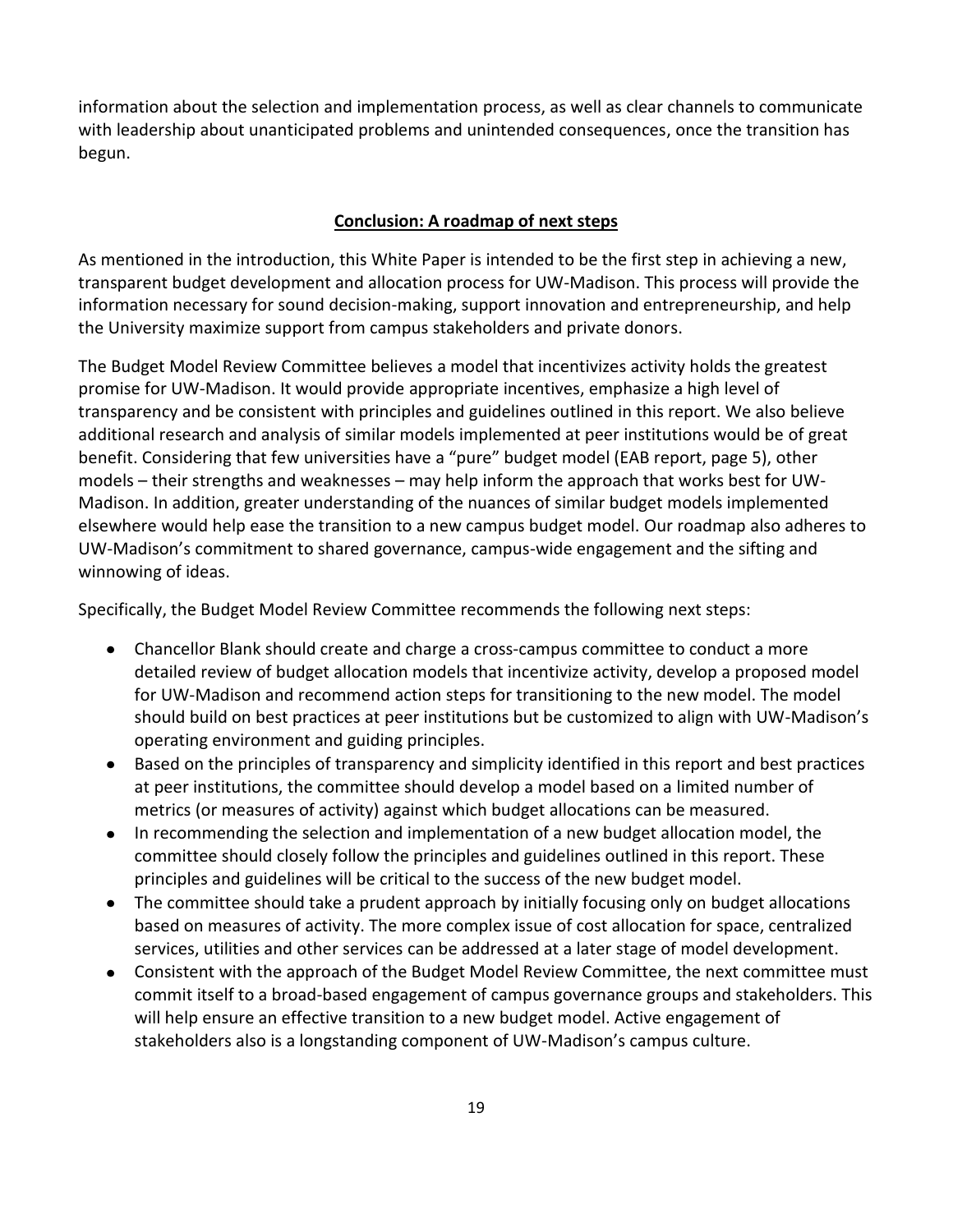information about the selection and implementation process, as well as clear channels to communicate with leadership about unanticipated problems and unintended consequences, once the transition has begun.

## Conclusion: A roadmap of next steps

As mentioned in the introduction, this White Paper is intended to be the first step in achieving a new, transparent budget development and allocation process for UW-Madison. This process will provide the information necessary for sound decision-making, support innovation and entrepreneurship, and help the University maximize support from campus stakeholders and private donors.

The Budget Model Review Committee believes a model that incentivizes activity holds the greatest promise for UW-Madison. It would provide appropriate incentives, emphasize a high level of transparency and be consistent with principles and guidelines outlined in this report. We also believe additional research and analysis of similar models implemented at peer institutions would be of great benefit. Considering that few universities have a "pure" budget model (EAB report, page 5), other models – their strengths and weaknesses – may help inform the approach that works best for UW-Madison. In addition, greater understanding of the nuances of similar budget models implemented elsewhere would help ease the transition to a new campus budget model. Our roadmap also adheres to UW-Madison's commitment to shared governance, campus-wide engagement and the sifting and winnowing of ideas.

Specifically, the Budget Model Review Committee recommends the following next steps:

- Chancellor Blank should create and charge a cross-campus committee to conduct a more detailed review of budget allocation models that incentivize activity, develop a proposed model for UW-Madison and recommend action steps for transitioning to the new model. The model should build on best practices at peer institutions but be customized to align with UW-Madison's operating environment and guiding principles.
- Based on the principles of transparency and simplicity identified in this report and best practices at peer institutions, the committee should develop a model based on a limited number of metrics (or measures of activity) against which budget allocations can be measured.
- In recommending the selection and implementation of a new budget allocation model, the committee should closely follow the principles and guidelines outlined in this report. These principles and guidelines will be critical to the success of the new budget model.
- The committee should take a prudent approach by initially focusing only on budget allocations based on measures of activity. The more complex issue of cost allocation for space, centralized services, utilities and other services can be addressed at a later stage of model development.
- Consistent with the approach of the Budget Model Review Committee, the next committee must commit itself to a broad-based engagement of campus governance groups and stakeholders. This will help ensure an effective transition to a new budget model. Active engagement of stakeholders also is a longstanding component of UW-Madison's campus culture.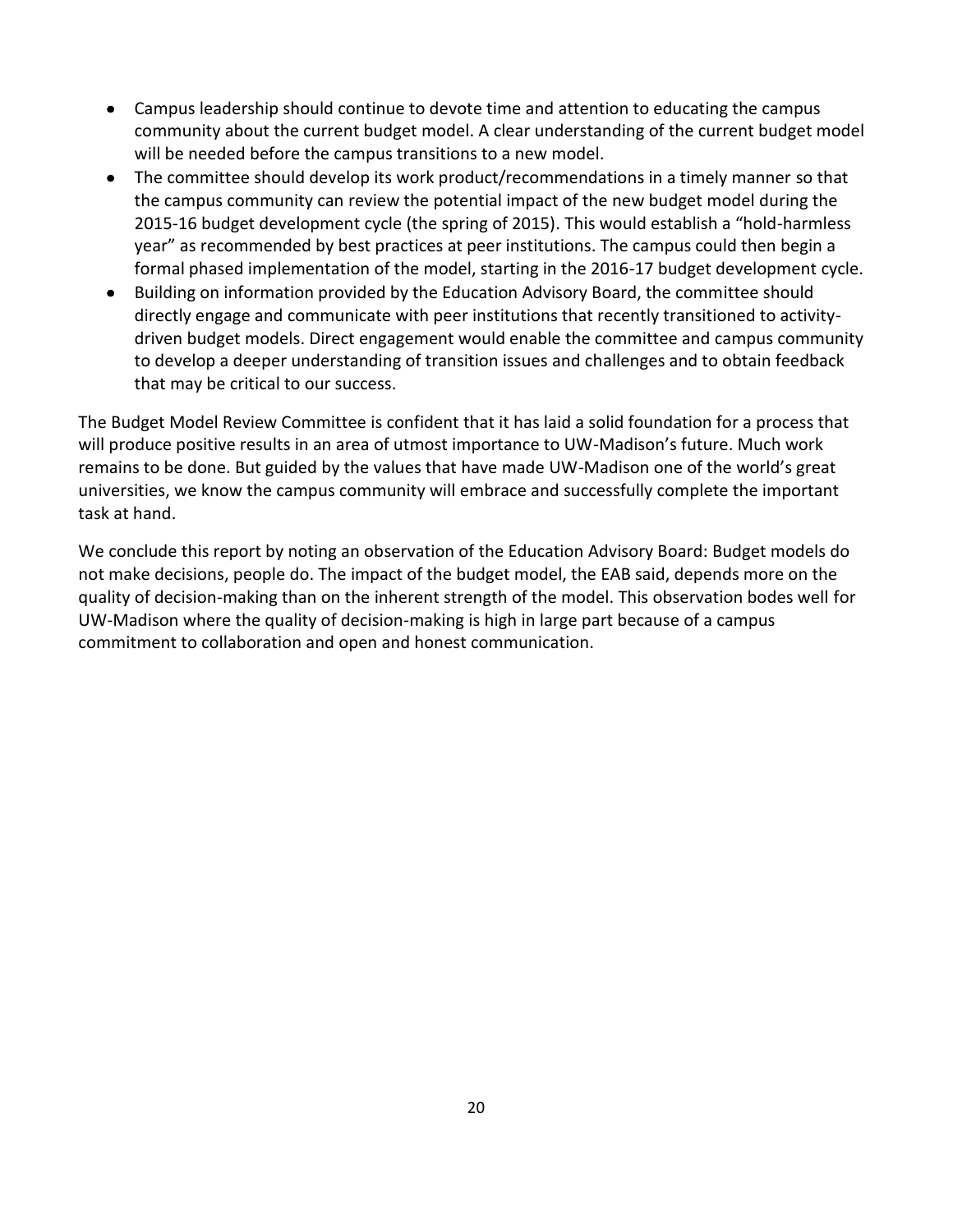- Campus leadership should continue to devote time and attention to educating the campus community about the current budget model. A clear understanding of the current budget model will be needed before the campus transitions to a new model.
- The committee should develop its work product/recommendations in a timely manner so that the campus community can review the potential impact of the new budget model during the 2015-16 budget development cycle (the spring of 2015). This would establish a "hold-harmless year" as recommended by best practices at peer institutions. The campus could then begin a formal phased implementation of the model, starting in the 2016-17 budget development cycle.
- Building on information provided by the Education Advisory Board, the committee should directly engage and communicate with peer institutions that recently transitioned to activity-driven budget models. Direct engagement would enable the committee and campus community to develop a deeper understanding of transition issues and challenges and to obtain feedback that may be critical to our success.

The Budget Model Review Committee is confident that it has laid a solid foundation for a process that will produce positive results in an area of utmost importance to UW-Madison's future. Much work remains to be done. But guided by the values that have made UW-Madison one of the world's great universities, we know the campus community will embrace and successfully complete the important task at hand.

We conclude this report by noting an observation of the Education Advisory Board: Budget models do not make decisions, people do. The impact of the budget model, the EAB said, depends more on the quality of decision-making than on the inherent strength of the model. This observation bodes well for UW-Madison where the quality of decision-making is high in large part because of a campus commitment to collaboration and open and honest communication.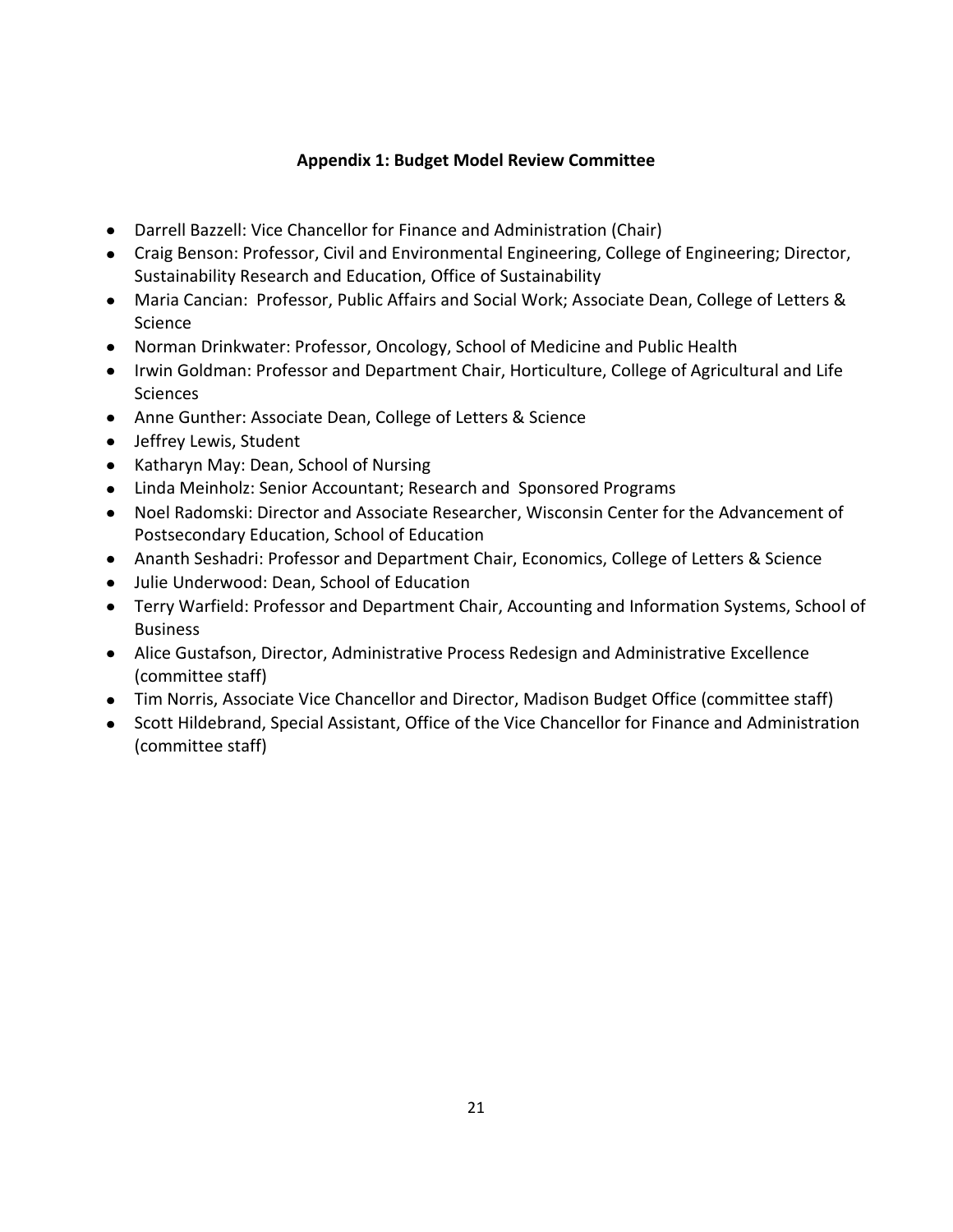## Appendix 1: Budget Model Review Committee

- Darrell Bazzell: Vice Chancellor for Finance and Administration (Chair)
- Craig Benson: Professor, Civil and Environmental Engineering, College of Engineering; Director, Sustainability Research and Education, Office of Sustainability
- Maria Cancian: Professor, Public Affairs and Social Work; Associate Dean, College of Letters & Science
- Norman Drinkwater: Professor, Oncology, School of Medicine and Public Health
- Irwin Goldman: Professor and Department Chair, Horticulture, College of Agricultural and Life Sciences
- Anne Gunther: Associate Dean, College of Letters & Science
- Jeffrey Lewis, Student
- Katharyn May: Dean, School of Nursing
- Linda Meinholz: Senior Accountant; Research and Sponsored Programs
- Noel Radomski: Director and Associate Researcher, Wisconsin Center for the Advancement of Postsecondary Education, School of Education
- Ananth Seshadri: Professor and Department Chair, Economics, College of Letters & Science
- Julie Underwood: Dean, School of Education
- Terry Warfield: Professor and Department Chair, Accounting and Information Systems, School of Business
- Alice Gustafson, Director, Administrative Process Redesign and Administrative Excellence (committee staff)
- Tim Norris, Associate Vice Chancellor and Director, Madison Budget Office (committee staff)
- Scott Hildebrand, Special Assistant, Office of the Vice Chancellor for Finance and Administration (committee staff)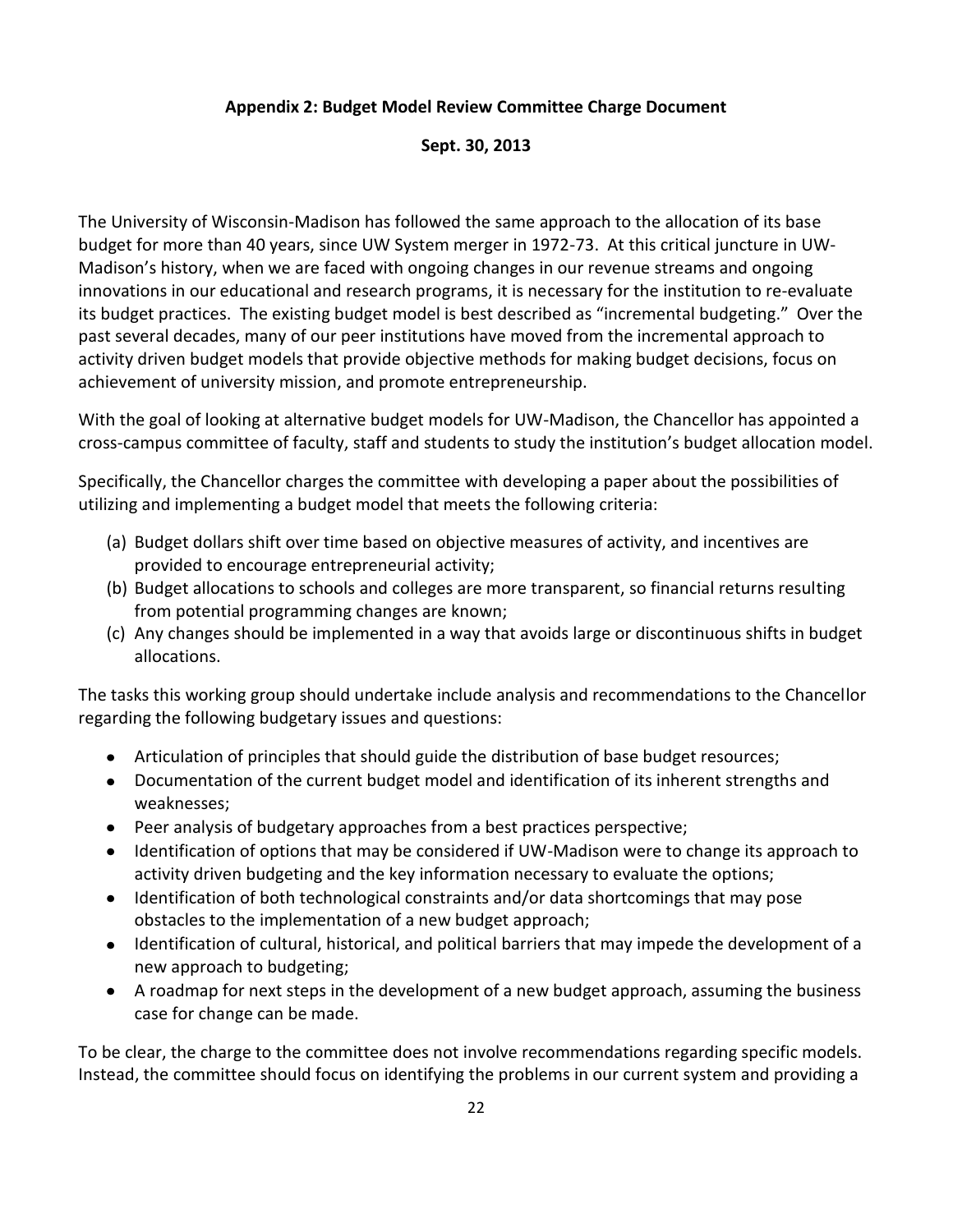**Appendix 2: Budget Model Review Committee Charge Document**

**Sept. 30, 2013**

The University of Wisconsin-Madison has followed the same approach to the allocation of its base budget for more than 40 years, since UW System merger in 1972-73. At this critical juncture in UW-Madison's history, when we are faced with ongoing changes in our revenue streams and ongoing innovations in our educational and research programs, it is necessary for the institution to re-evaluate its budget practices. The existing budget model is best described as "incremental budgeting." Over the past several decades, many of our peer institutions have moved from the incremental approach to activity driven budget models that provide objective methods for making budget decisions, focus on achievement of university mission, and promote entrepreneurship.

With the goal of looking at alternative budget models for UW-Madison, the Chancellor has appointed a cross-campus committee of faculty, staff and students to study the institution's budget allocation model.

Specifically, the Chancellor charges the committee with developing a paper about the possibilities of utilizing and implementing a budget model that meets the following criteria:

(a) Budget dollars shift over time based on objective measures of activity, and incentives are provided to encourage entrepreneurial activity;
(b) Budget allocations to schools and colleges are more transparent, so financial returns resulting from potential programming changes are known;
(c) Any changes should be implemented in a way that avoids large or discontinuous shifts in budget allocations.

The tasks this working group should undertake include analysis and recommendations to the Chancellor regarding the following budgetary issues and questions:

- Articulation of principles that should guide the distribution of base budget resources;
- Documentation of the current budget model and identification of its inherent strengths and weaknesses;
- Peer analysis of budgetary approaches from a best practices perspective;
- Identification of options that may be considered if UW-Madison were to change its approach to activity driven budgeting and the key information necessary to evaluate the options;
- Identification of both technological constraints and/or data shortcomings that may pose obstacles to the implementation of a new budget approach;
- Identification of cultural, historical, and political barriers that may impede the development of a new approach to budgeting;
- A roadmap for next steps in the development of a new budget approach, assuming the business case for change can be made.

To be clear, the charge to the committee does not involve recommendations regarding specific models. Instead, the committee should focus on identifying the problems in our current system and providing a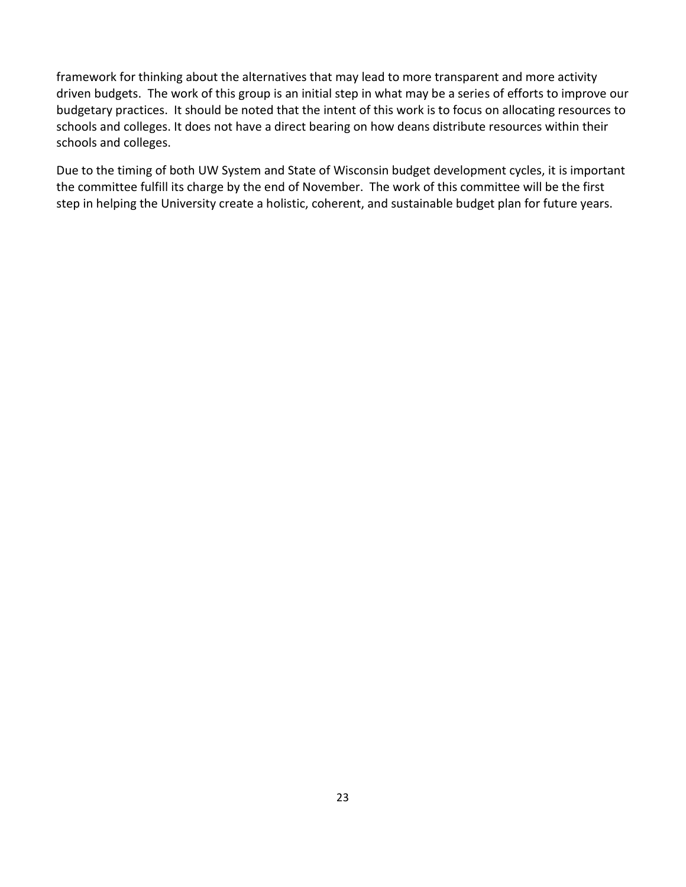framework for thinking about the alternatives that may lead to more transparent and more activity driven budgets. The work of this group is an initial step in what may be a series of efforts to improve our budgetary practices. It should be noted that the intent of this work is to focus on allocating resources to schools and colleges. It does not have a direct bearing on how deans distribute resources within their schools and colleges.

Due to the timing of both UW System and State of Wisconsin budget development cycles, it is important the committee fulfill its charge by the end of November. The work of this committee will be the first step in helping the University create a holistic, coherent, and sustainable budget plan for future years.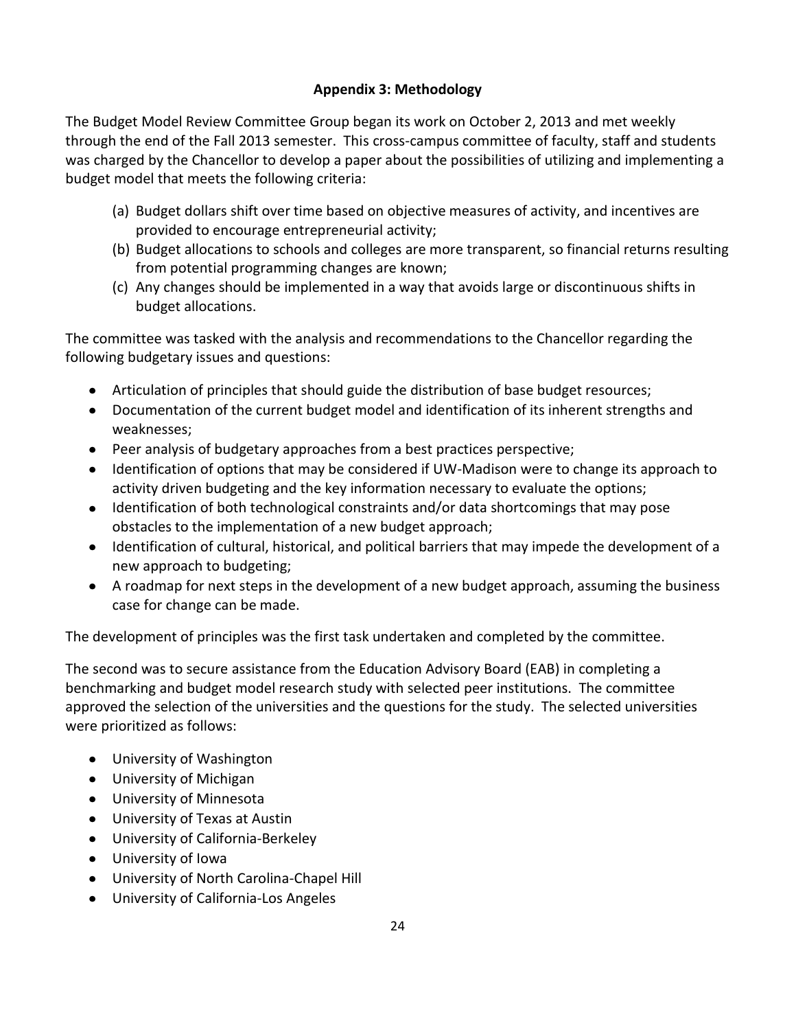### Appendix 3: Methodology

The Budget Model Review Committee Group began its work on October 2, 2013 and met weekly through the end of the Fall 2013 semester. This cross-campus committee of faculty, staff and students was charged by the Chancellor to develop a paper about the possibilities of utilizing and implementing a budget model that meets the following criteria:

(a) Budget dollars shift over time based on objective measures of activity, and incentives are provided to encourage entrepreneurial activity;
(b) Budget allocations to schools and colleges are more transparent, so financial returns resulting from potential programming changes are known;
(c) Any changes should be implemented in a way that avoids large or discontinuous shifts in budget allocations.

The committee was tasked with the analysis and recommendations to the Chancellor regarding the following budgetary issues and questions:

- Articulation of principles that should guide the distribution of base budget resources;
- Documentation of the current budget model and identification of its inherent strengths and weaknesses;
- Peer analysis of budgetary approaches from a best practices perspective;
- Identification of options that may be considered if UW-Madison were to change its approach to activity driven budgeting and the key information necessary to evaluate the options;
- Identification of both technological constraints and/or data shortcomings that may pose obstacles to the implementation of a new budget approach;
- Identification of cultural, historical, and political barriers that may impede the development of a new approach to budgeting;
- A roadmap for next steps in the development of a new budget approach, assuming the business case for change can be made.

The development of principles was the first task undertaken and completed by the committee.

The second was to secure assistance from the Education Advisory Board (EAB) in completing a benchmarking and budget model research study with selected peer institutions. The committee approved the selection of the universities and the questions for the study. The selected universities were prioritized as follows:

- University of Washington
- University of Michigan
- University of Minnesota
- University of Texas at Austin
- University of California-Berkeley
- University of Iowa
- University of North Carolina-Chapel Hill
- University of California-Los Angeles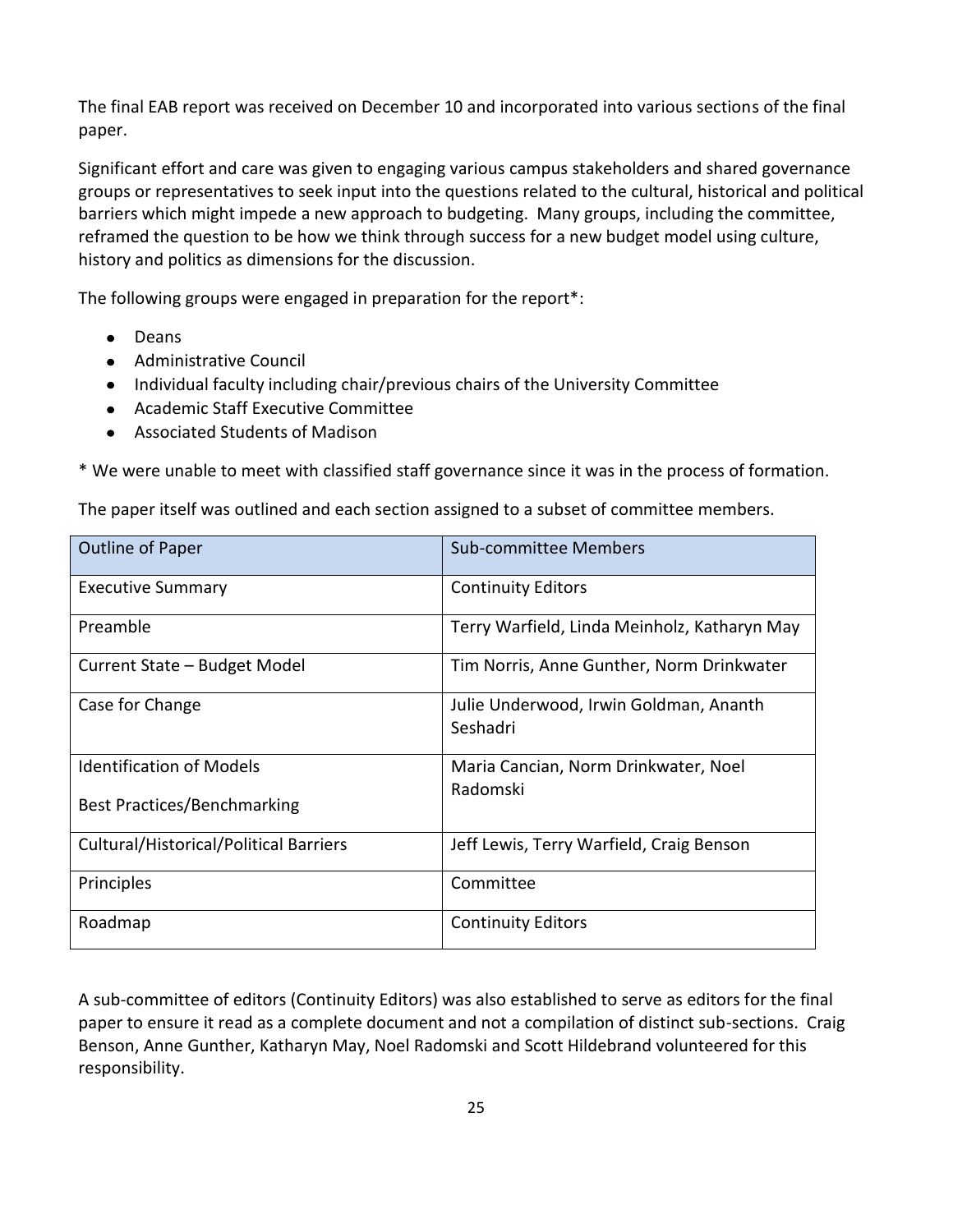The final EAB report was received on December 10 and incorporated into various sections of the final paper.

Significant effort and care was given to engaging various campus stakeholders and shared governance groups or representatives to seek input into the questions related to the cultural, historical and political barriers which might impede a new approach to budgeting. Many groups, including the committee, reframed the question to be how we think through success for a new budget model using culture, history and politics as dimensions for the discussion.

The following groups were engaged in preparation for the report*:

- Deans
- Administrative Council
- Individual faculty including chair/previous chairs of the University Committee
- Academic Staff Executive Committee
- Associated Students of Madison

* We were unable to meet with classified staff governance since it was in the process of formation.

The paper itself was outlined and each section assigned to a subset of committee members.

| Outline of Paper | Sub-committee Members |
|---|---|
| Executive Summary | Continuity Editors |
| Preamble | Terry Warfield, Linda Meinholz, Katharyn May |
| Current State – Budget Model | Tim Norris, Anne Gunther, Norm Drinkwater |
| Case for Change | Julie Underwood, Irwin Goldman, Ananth Seshadri |
| Identification of Models<br>Best Practices/Benchmarking | Maria Cancian, Norm Drinkwater, Noel Radomski |
| Cultural/Historical/Political Barriers | Jeff Lewis, Terry Warfield, Craig Benson |
| Principles | Committee |
| Roadmap | Continuity Editors |

A sub-committee of editors (Continuity Editors) was also established to serve as editors for the final paper to ensure it read as a complete document and not a compilation of distinct sub-sections. Craig Benson, Anne Gunther, Katharyn May, Noel Radomski and Scott Hildebrand volunteered for this responsibility.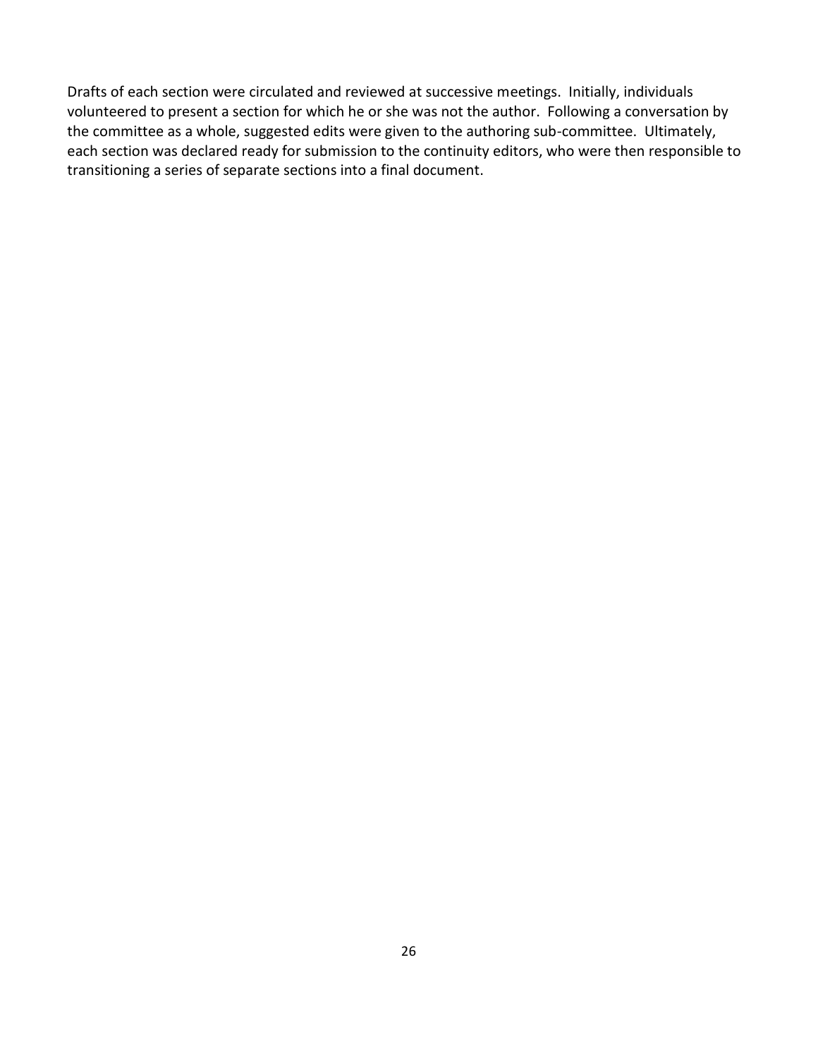Drafts of each section were circulated and reviewed at successive meetings. Initially, individuals volunteered to present a section for which he or she was not the author. Following a conversation by the committee as a whole, suggested edits were given to the authoring sub-committee. Ultimately, each section was declared ready for submission to the continuity editors, who were then responsible to transitioning a series of separate sections into a final document.